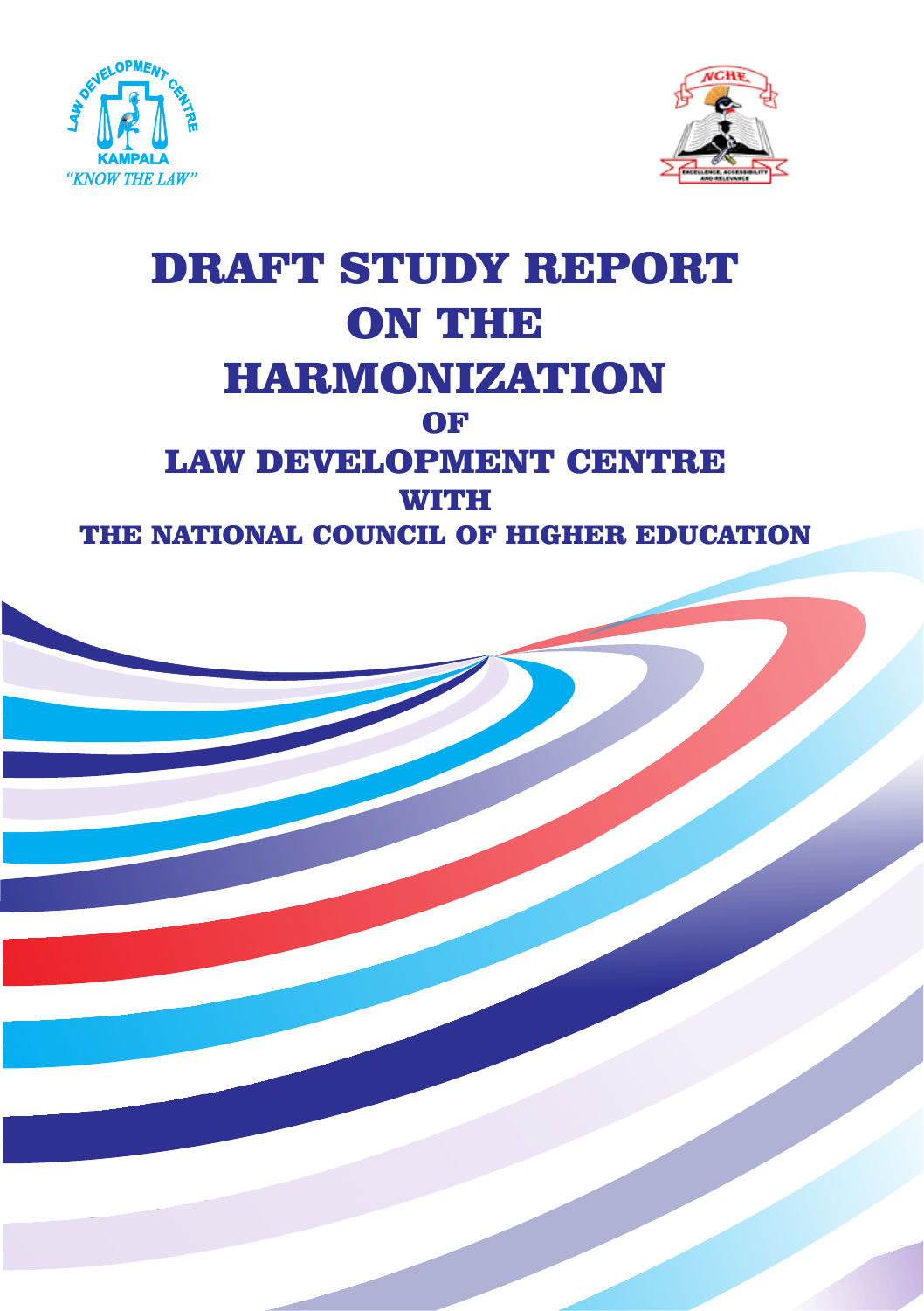LAW DEVELOPMENT CENTRE
KAMPALA
*"KNOW THE LAW"*

NCHE
EXCELLENCE, ACCESSIBILITY AND RELEVANCE

# DRAFT STUDY REPORT ON THE HARMONIZATION OF LAW DEVELOPMENT CENTRE WITH THE NATIONAL COUNCIL OF HIGHER EDUCATION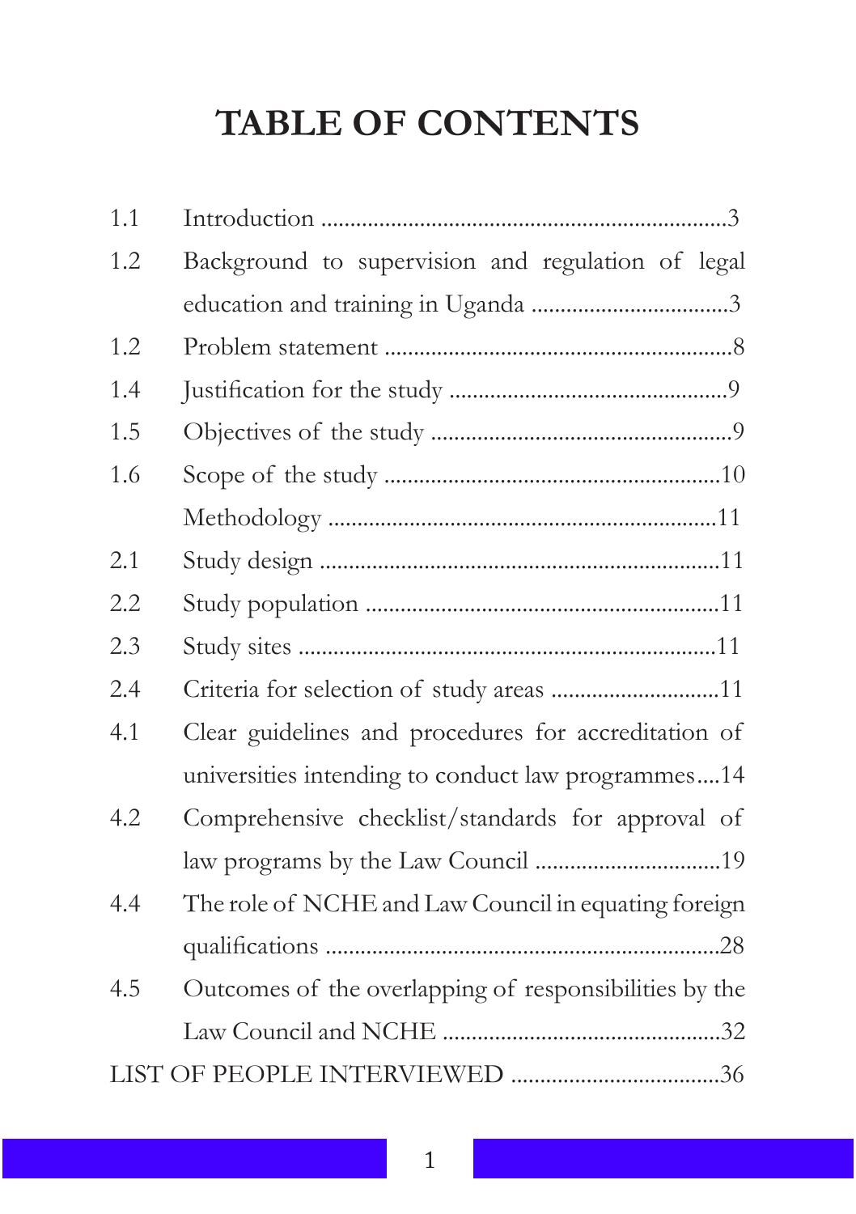# TABLE OF CONTENTS

| | | |
|---|---|---|
| 1.1 | Introduction | 3 |
| 1.2 | Background to supervision and regulation of legal education and training in Uganda | 3 |
| 1.2 | Problem statement | 8 |
| 1.4 | Justification for the study | 9 |
| 1.5 | Objectives of the study | 9 |
| 1.6 | Scope of the study | 10 |
| | Methodology | 11 |
| 2.1 | Study design | 11 |
| 2.2 | Study population | 11 |
| 2.3 | Study sites | 11 |
| 2.4 | Criteria for selection of study areas | 11 |
| 4.1 | Clear guidelines and procedures for accreditation of universities intending to conduct law programmes | 14 |
| 4.2 | Comprehensive checklist/standards for approval of law programs by the Law Council | 19 |
| 4.4 | The role of NCHE and Law Council in equating foreign qualifications | 28 |
| 4.5 | Outcomes of the overlapping of responsibilities by the Law Council and NCHE | 32 |
| LIST OF PEOPLE INTERVIEWED | | 36 |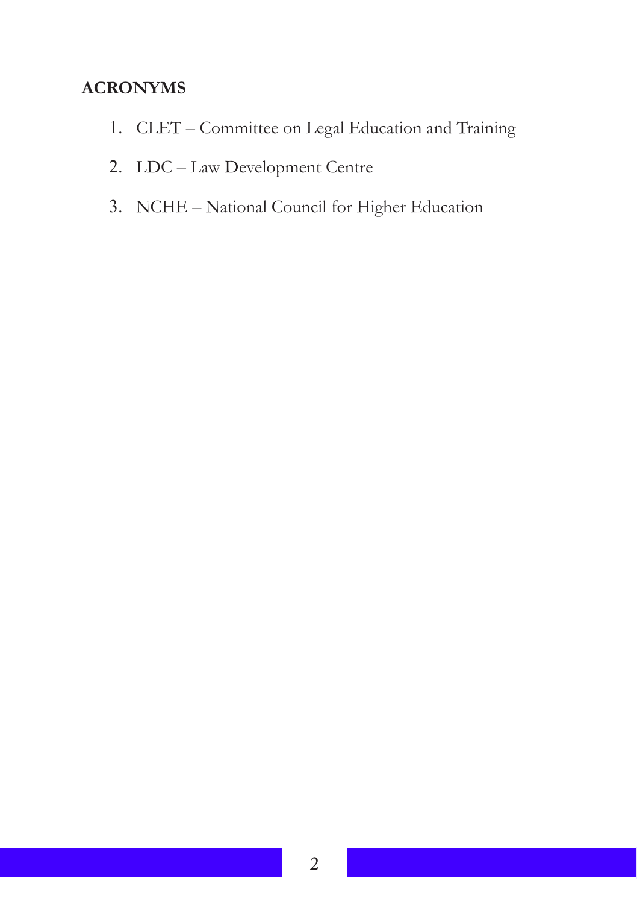## ACRONYMS

1. CLET – Committee on Legal Education and Training
2. LDC – Law Development Centre
3. NCHE – National Council for Higher Education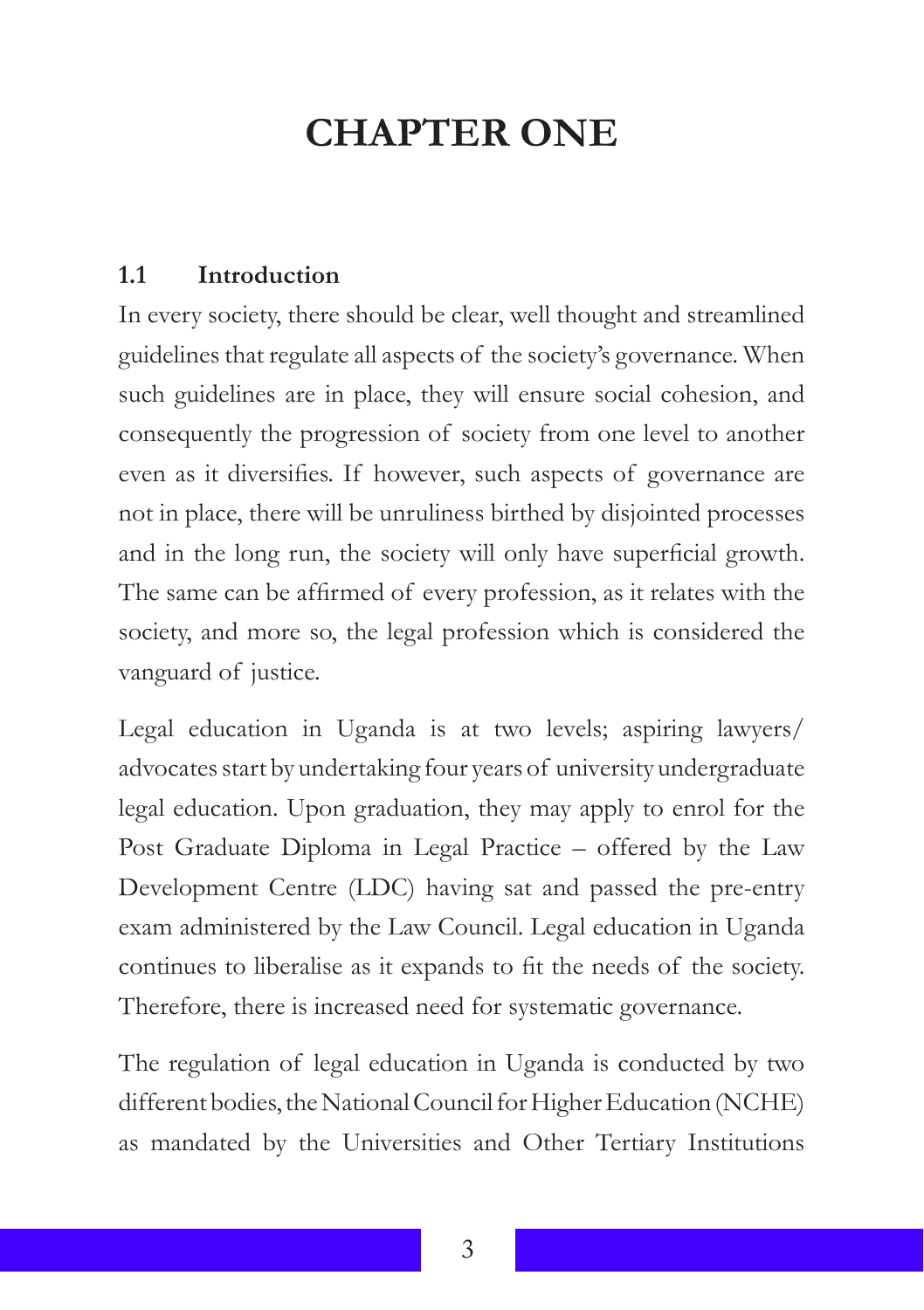# CHAPTER ONE

## 1.1 Introduction

In every society, there should be clear, well thought and streamlined guidelines that regulate all aspects of the society's governance. When such guidelines are in place, they will ensure social cohesion, and consequently the progression of society from one level to another even as it diversifies. If however, such aspects of governance are not in place, there will be unruliness birthed by disjointed processes and in the long run, the society will only have superficial growth. The same can be affirmed of every profession, as it relates with the society, and more so, the legal profession which is considered the vanguard of justice.

Legal education in Uganda is at two levels; aspiring lawyers/ advocates start by undertaking four years of university undergraduate legal education. Upon graduation, they may apply to enrol for the Post Graduate Diploma in Legal Practice – offered by the Law Development Centre (LDC) having sat and passed the pre-entry exam administered by the Law Council. Legal education in Uganda continues to liberalise as it expands to fit the needs of the society. Therefore, there is increased need for systematic governance.

The regulation of legal education in Uganda is conducted by two different bodies, the National Council for Higher Education (NCHE) as mandated by the Universities and Other Tertiary Institutions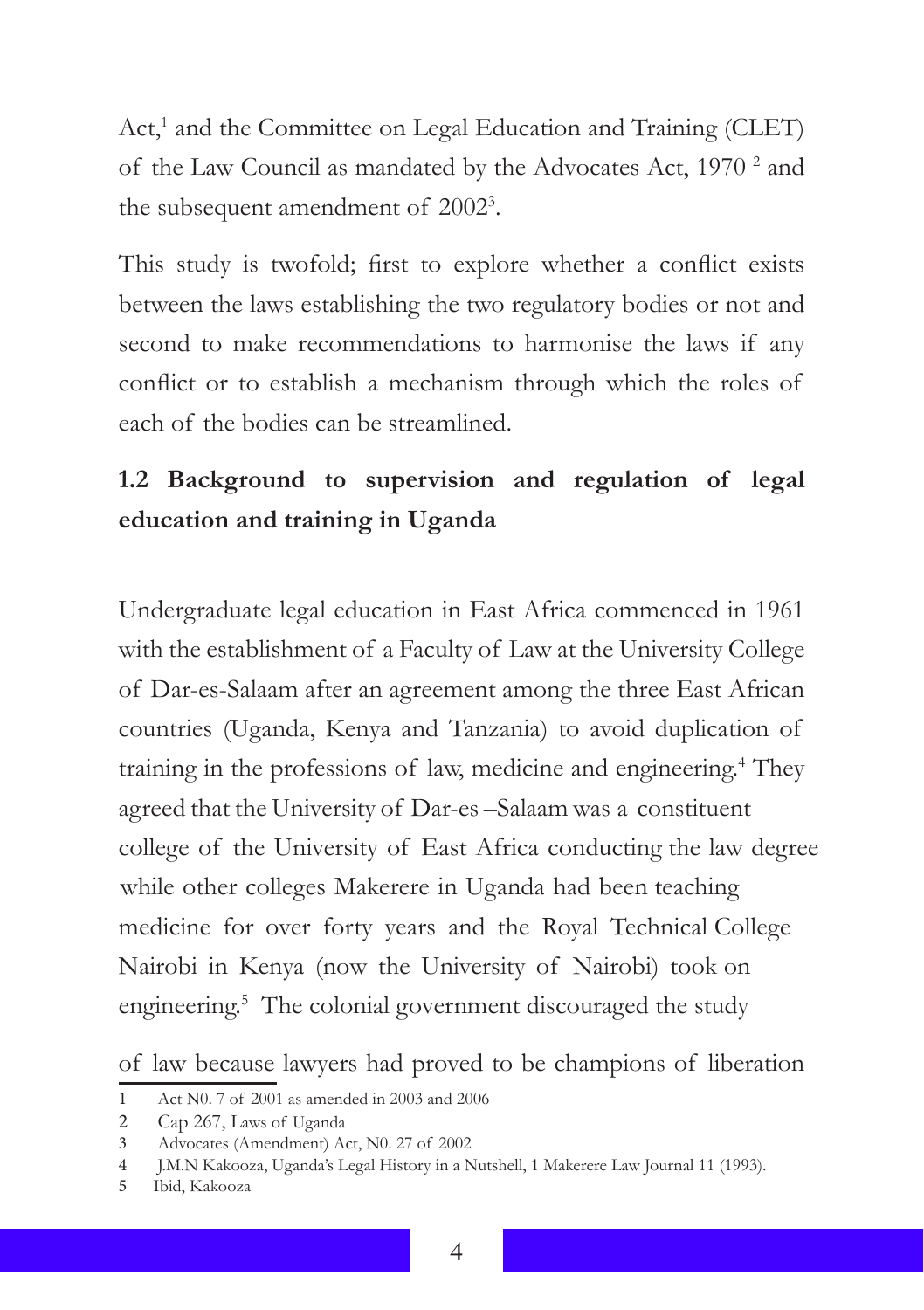Act,[1] and the Committee on Legal Education and Training (CLET) of the Law Council as mandated by the Advocates Act, 1970 [2] and the subsequent amendment of 2002[3].

This study is twofold; first to explore whether a conflict exists between the laws establishing the two regulatory bodies or not and second to make recommendations to harmonise the laws if any conflict or to establish a mechanism through which the roles of each of the bodies can be streamlined.

## 1.2 Background to supervision and regulation of legal education and training in Uganda

Undergraduate legal education in East Africa commenced in 1961 with the establishment of a Faculty of Law at the University College of Dar-es-Salaam after an agreement among the three East African countries (Uganda, Kenya and Tanzania) to avoid duplication of training in the professions of law, medicine and engineering.[4] They agreed that the University of Dar-es –Salaam was a constituent college of the University of East Africa conducting the law degree while other colleges Makerere in Uganda had been teaching medicine for over forty years and the Royal Technical College Nairobi in Kenya (now the University of Nairobi) took on engineering.[5] The colonial government discouraged the study of law because lawyers had proved to be champions of liberation

---

1 Act N0. 7 of 2001 as amended in 2003 and 2006

2 Cap 267, Laws of Uganda

3 Advocates (Amendment) Act, N0. 27 of 2002

4 J.M.N Kakooza, Uganda's Legal History in a Nutshell, 1 Makerere Law Journal 11 (1993).

5 Ibid, Kakooza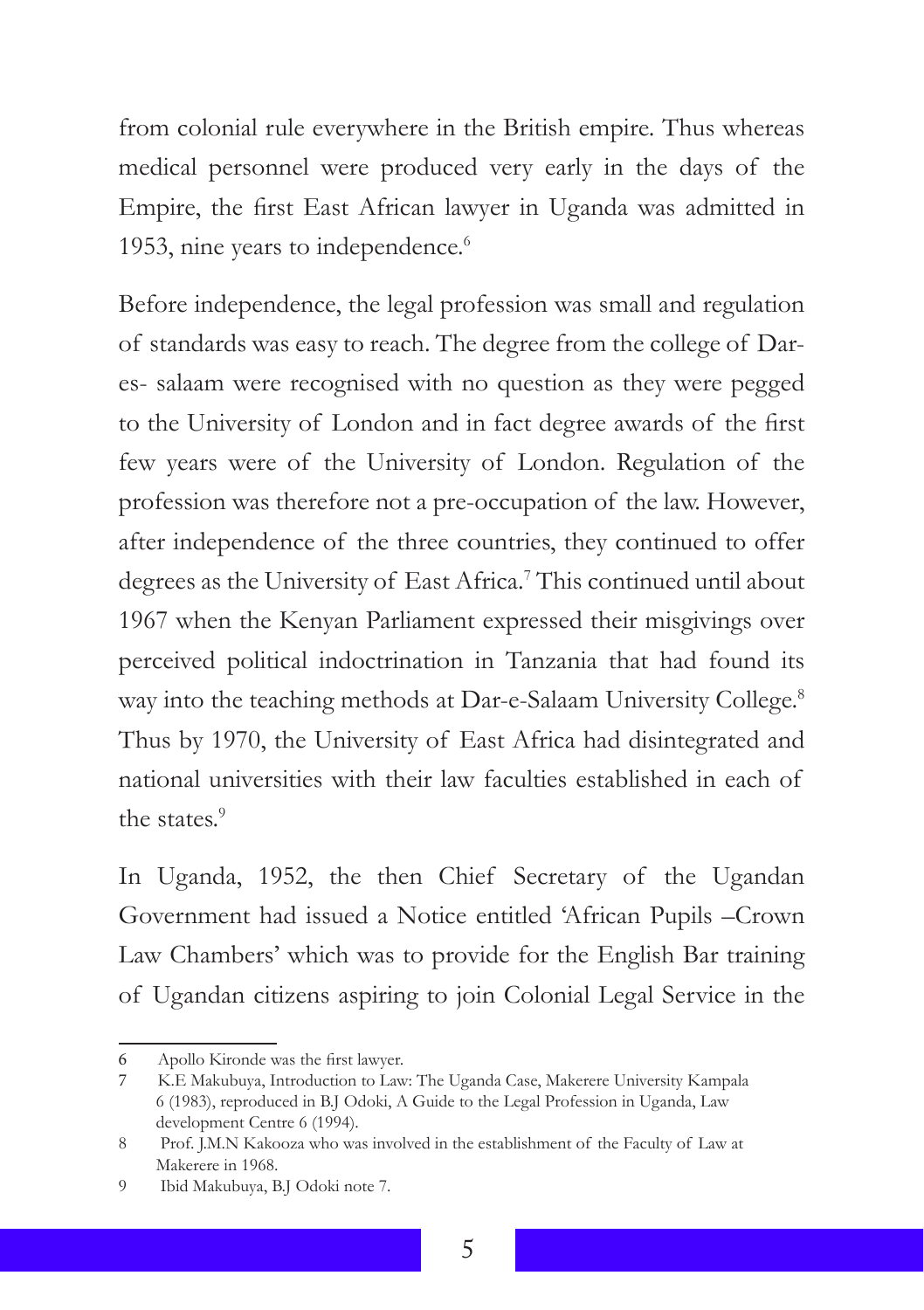from colonial rule everywhere in the British empire. Thus whereas medical personnel were produced very early in the days of the Empire, the first East African lawyer in Uganda was admitted in 1953, nine years to independence.[6]

Before independence, the legal profession was small and regulation of standards was easy to reach. The degree from the college of Dar-es- salaam were recognised with no question as they were pegged to the University of London and in fact degree awards of the first few years were of the University of London. Regulation of the profession was therefore not a pre-occupation of the law. However, after independence of the three countries, they continued to offer degrees as the University of East Africa.[7] This continued until about 1967 when the Kenyan Parliament expressed their misgivings over perceived political indoctrination in Tanzania that had found its way into the teaching methods at Dar-e-Salaam University College.[8] Thus by 1970, the University of East Africa had disintegrated and national universities with their law faculties established in each of the states.[9]

In Uganda, 1952, the then Chief Secretary of the Ugandan Government had issued a Notice entitled 'African Pupils –Crown Law Chambers' which was to provide for the English Bar training of Ugandan citizens aspiring to join Colonial Legal Service in the

---

6 Apollo Kironde was the first lawyer.

7 K.E Makubuya, Introduction to Law: The Uganda Case, Makerere University Kampala 6 (1983), reproduced in B.J Odoki, A Guide to the Legal Profession in Uganda, Law development Centre 6 (1994).

8 Prof. J.M.N Kakooza who was involved in the establishment of the Faculty of Law at Makerere in 1968.

9 Ibid Makubuya, B.J Odoki note 7.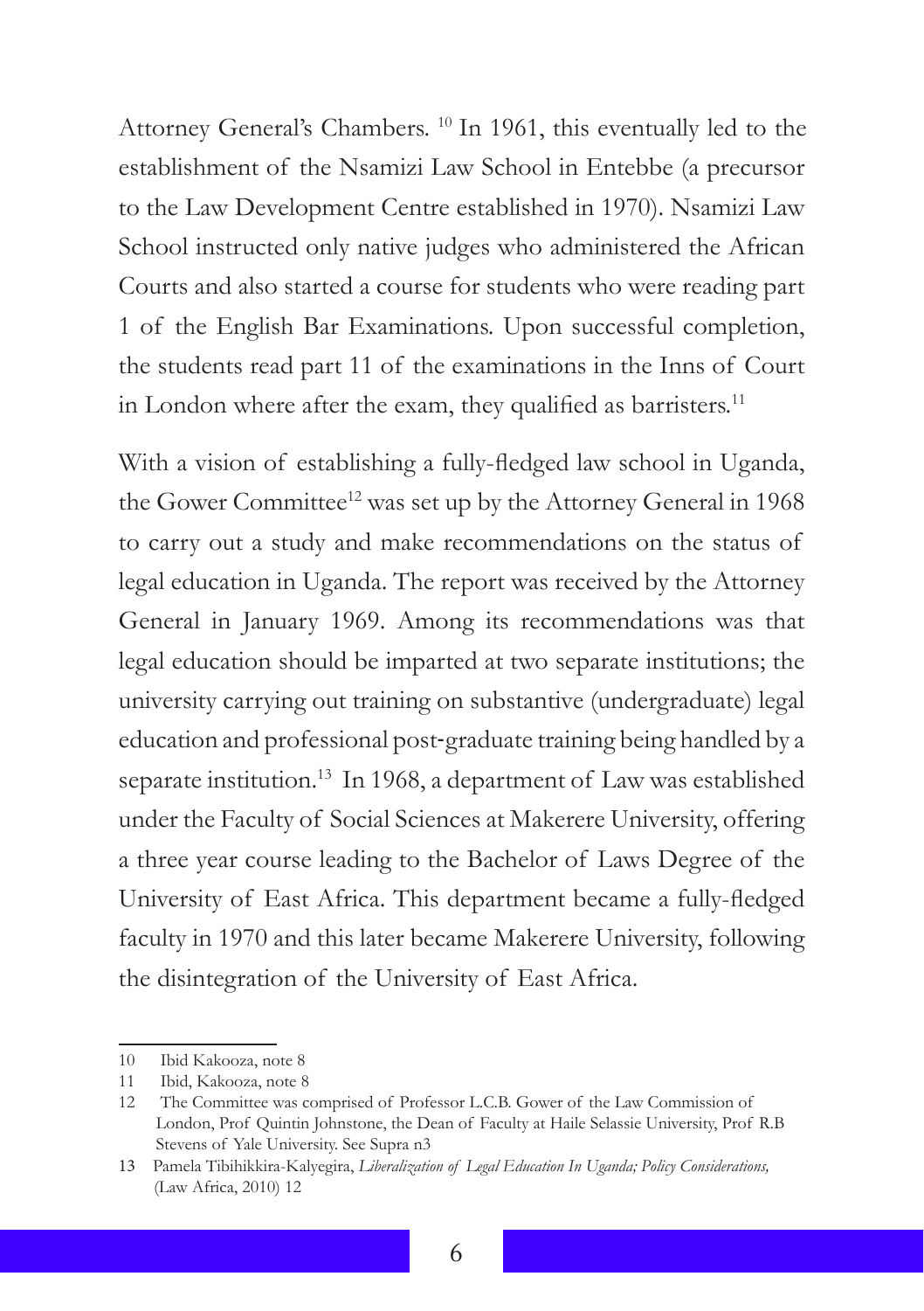Attorney General's Chambers. [10] In 1961, this eventually led to the establishment of the Nsamizi Law School in Entebbe (a precursor to the Law Development Centre established in 1970). Nsamizi Law School instructed only native judges who administered the African Courts and also started a course for students who were reading part 1 of the English Bar Examinations. Upon successful completion, the students read part 11 of the examinations in the Inns of Court in London where after the exam, they qualified as barristers.[11]

With a vision of establishing a fully-fledged law school in Uganda, the Gower Committee[12] was set up by the Attorney General in 1968 to carry out a study and make recommendations on the status of legal education in Uganda. The report was received by the Attorney General in January 1969. Among its recommendations was that legal education should be imparted at two separate institutions; the university carrying out training on substantive (undergraduate) legal education and professional post-graduate training being handled by a separate institution.[13] In 1968, a department of Law was established under the Faculty of Social Sciences at Makerere University, offering a three year course leading to the Bachelor of Laws Degree of the University of East Africa. This department became a fully-fledged faculty in 1970 and this later became Makerere University, following the disintegration of the University of East Africa.

---

10 Ibid Kakooza, note 8

11 Ibid, Kakooza, note 8

12 The Committee was comprised of Professor L.C.B. Gower of the Law Commission of London, Prof Quintin Johnstone, the Dean of Faculty at Haile Selassie University, Prof R.B Stevens of Yale University. See Supra n3

13 Pamela Tibihikkira-Kalyegira, *Liberalization of Legal Education In Uganda; Policy Considerations,* (Law Africa, 2010) 12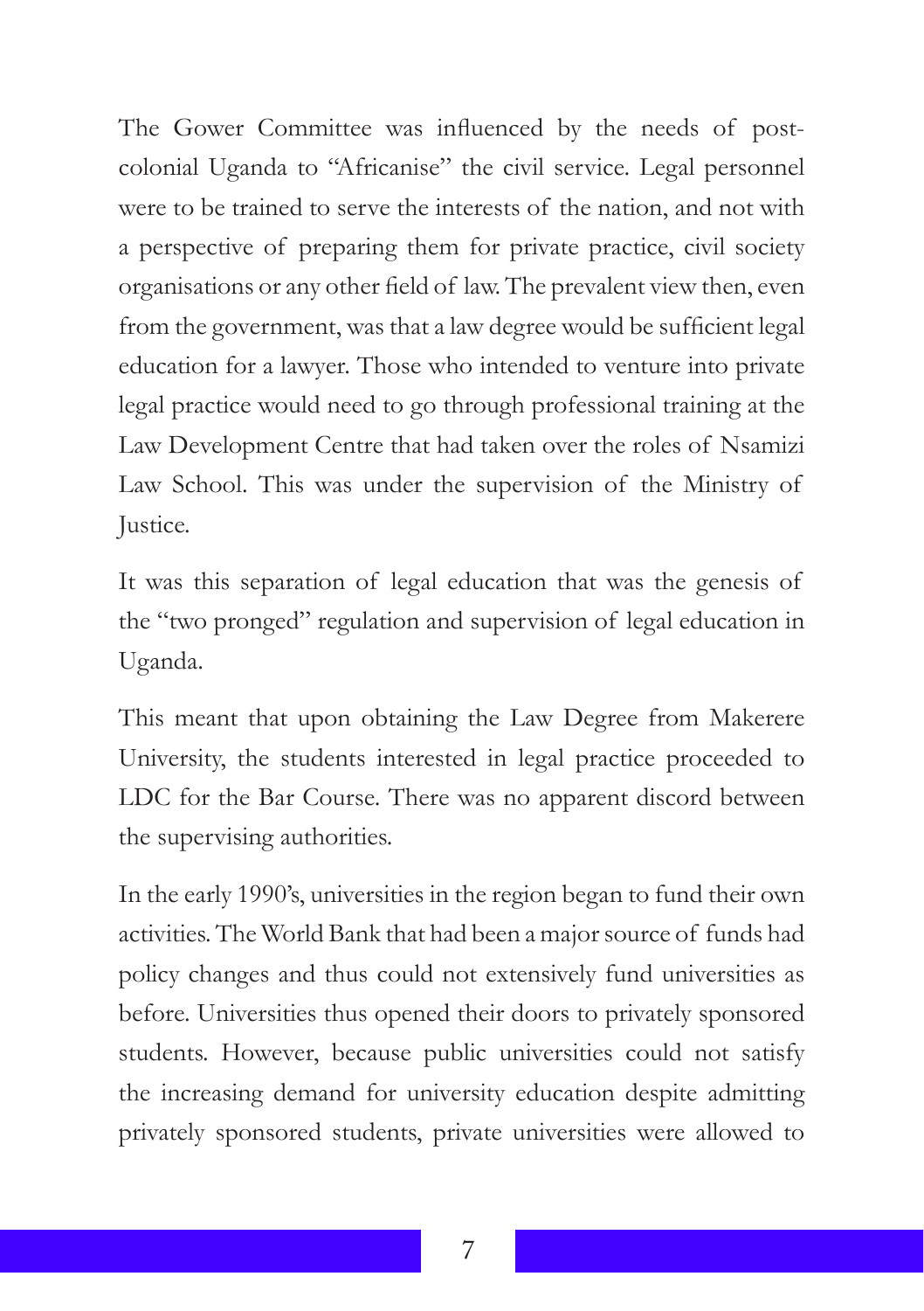The Gower Committee was influenced by the needs of post-colonial Uganda to "Africanise" the civil service. Legal personnel were to be trained to serve the interests of the nation, and not with a perspective of preparing them for private practice, civil society organisations or any other field of law. The prevalent view then, even from the government, was that a law degree would be sufficient legal education for a lawyer. Those who intended to venture into private legal practice would need to go through professional training at the Law Development Centre that had taken over the roles of Nsamizi Law School. This was under the supervision of the Ministry of Justice.

It was this separation of legal education that was the genesis of the "two pronged" regulation and supervision of legal education in Uganda.

This meant that upon obtaining the Law Degree from Makerere University, the students interested in legal practice proceeded to LDC for the Bar Course. There was no apparent discord between the supervising authorities.

In the early 1990's, universities in the region began to fund their own activities. The World Bank that had been a major source of funds had policy changes and thus could not extensively fund universities as before. Universities thus opened their doors to privately sponsored students. However, because public universities could not satisfy the increasing demand for university education despite admitting privately sponsored students, private universities were allowed to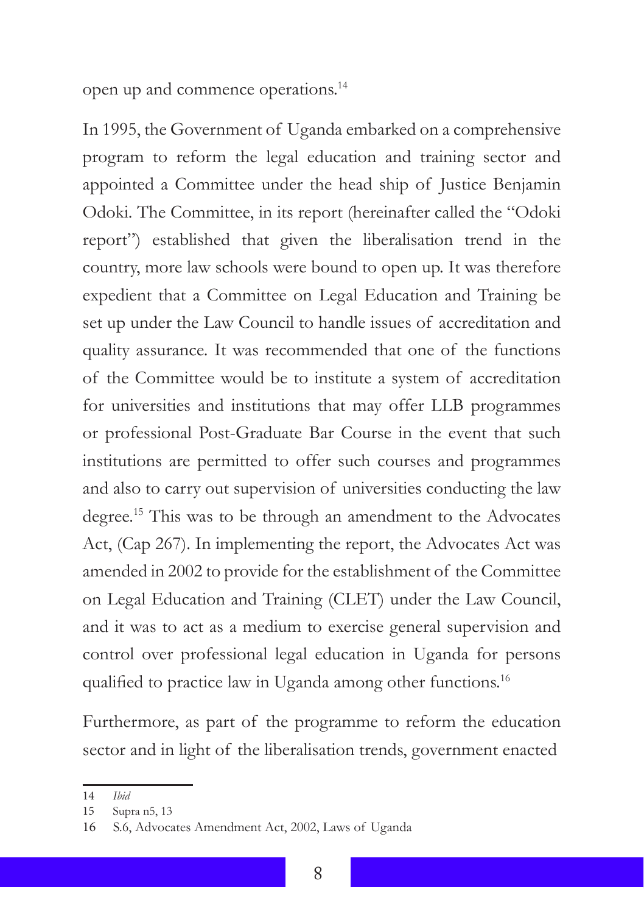open up and commence operations.[14]

In 1995, the Government of Uganda embarked on a comprehensive program to reform the legal education and training sector and appointed a Committee under the head ship of Justice Benjamin Odoki. The Committee, in its report (hereinafter called the "Odoki report") established that given the liberalisation trend in the country, more law schools were bound to open up. It was therefore expedient that a Committee on Legal Education and Training be set up under the Law Council to handle issues of accreditation and quality assurance. It was recommended that one of the functions of the Committee would be to institute a system of accreditation for universities and institutions that may offer LLB programmes or professional Post-Graduate Bar Course in the event that such institutions are permitted to offer such courses and programmes and also to carry out supervision of universities conducting the law degree.[15] This was to be through an amendment to the Advocates Act, (Cap 267). In implementing the report, the Advocates Act was amended in 2002 to provide for the establishment of the Committee on Legal Education and Training (CLET) under the Law Council, and it was to act as a medium to exercise general supervision and control over professional legal education in Uganda for persons qualified to practice law in Uganda among other functions.[16]

Furthermore, as part of the programme to reform the education sector and in light of the liberalisation trends, government enacted

---

14 *Ibid*

15 Supra n5, 13

16 S.6, Advocates Amendment Act, 2002, Laws of Uganda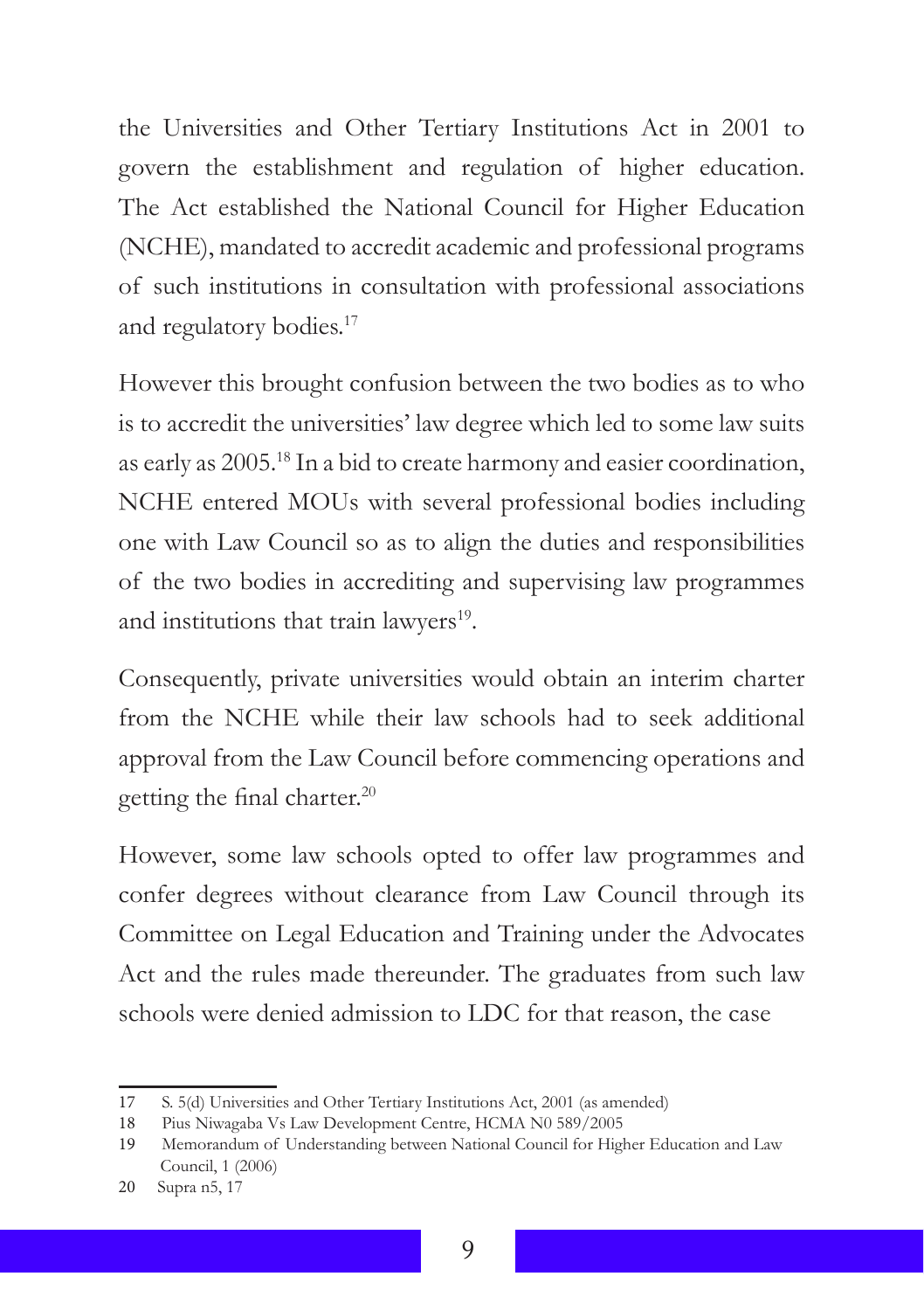the Universities and Other Tertiary Institutions Act in 2001 to govern the establishment and regulation of higher education. The Act established the National Council for Higher Education (NCHE), mandated to accredit academic and professional programs of such institutions in consultation with professional associations and regulatory bodies.[17]

However this brought confusion between the two bodies as to who is to accredit the universities' law degree which led to some law suits as early as 2005.[18] In a bid to create harmony and easier coordination, NCHE entered MOUs with several professional bodies including one with Law Council so as to align the duties and responsibilities of the two bodies in accrediting and supervising law programmes and institutions that train lawyers[19].

Consequently, private universities would obtain an interim charter from the NCHE while their law schools had to seek additional approval from the Law Council before commencing operations and getting the final charter.[20]

However, some law schools opted to offer law programmes and confer degrees without clearance from Law Council through its Committee on Legal Education and Training under the Advocates Act and the rules made thereunder. The graduates from such law schools were denied admission to LDC for that reason, the case

---

17 S. 5(d) Universities and Other Tertiary Institutions Act, 2001 (as amended)

18 Pius Niwagaba Vs Law Development Centre, HCMA N0 589/2005

19 Memorandum of Understanding between National Council for Higher Education and Law Council, 1 (2006)

20 Supra n5, 17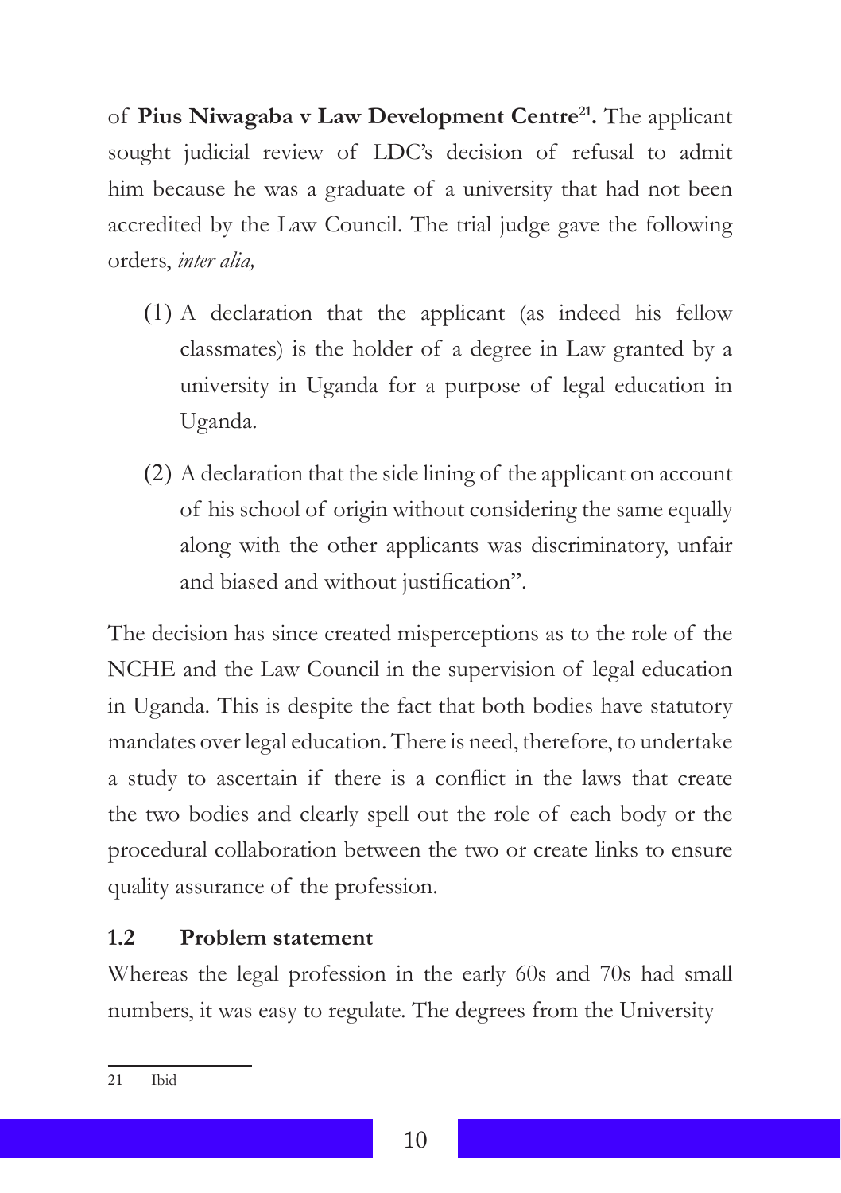of **Pius Niwagaba v Law Development Centre[21].** The applicant sought judicial review of LDC's decision of refusal to admit him because he was a graduate of a university that had not been accredited by the Law Council. The trial judge gave the following orders, *inter alia,*

(1) A declaration that the applicant (as indeed his fellow classmates) is the holder of a degree in Law granted by a university in Uganda for a purpose of legal education in Uganda.

(2) A declaration that the side lining of the applicant on account of his school of origin without considering the same equally along with the other applicants was discriminatory, unfair and biased and without justification".

The decision has since created misperceptions as to the role of the NCHE and the Law Council in the supervision of legal education in Uganda. This is despite the fact that both bodies have statutory mandates over legal education. There is need, therefore, to undertake a study to ascertain if there is a conflict in the laws that create the two bodies and clearly spell out the role of each body or the procedural collaboration between the two or create links to ensure quality assurance of the profession.

## 1.2 Problem statement

Whereas the legal profession in the early 60s and 70s had small numbers, it was easy to regulate. The degrees from the University

---

21 Ibid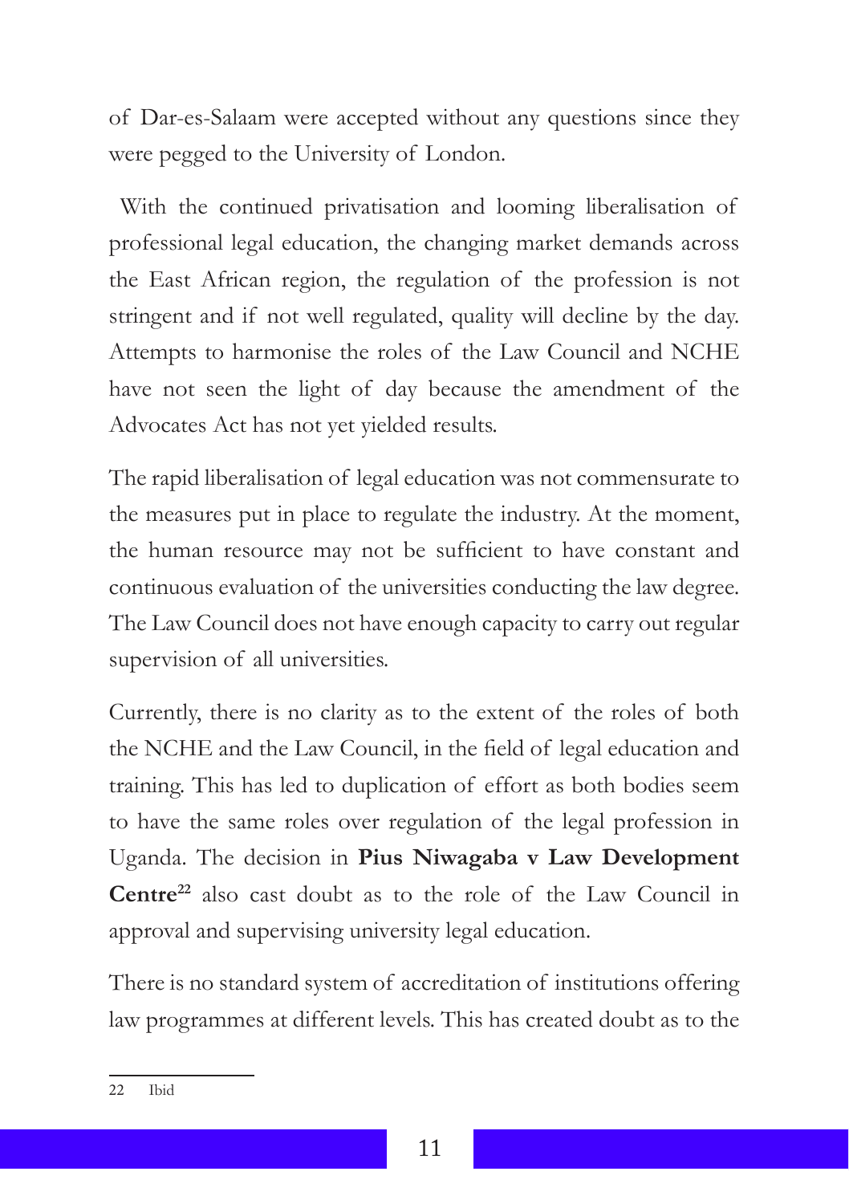of Dar-es-Salaam were accepted without any questions since they were pegged to the University of London.

With the continued privatisation and looming liberalisation of professional legal education, the changing market demands across the East African region, the regulation of the profession is not stringent and if not well regulated, quality will decline by the day. Attempts to harmonise the roles of the Law Council and NCHE have not seen the light of day because the amendment of the Advocates Act has not yet yielded results.

The rapid liberalisation of legal education was not commensurate to the measures put in place to regulate the industry. At the moment, the human resource may not be sufficient to have constant and continuous evaluation of the universities conducting the law degree. The Law Council does not have enough capacity to carry out regular supervision of all universities.

Currently, there is no clarity as to the extent of the roles of both the NCHE and the Law Council, in the field of legal education and training. This has led to duplication of effort as both bodies seem to have the same roles over regulation of the legal profession in Uganda. The decision in **Pius Niwagaba v Law Development Centre**[22] also cast doubt as to the role of the Law Council in approval and supervising university legal education.

There is no standard system of accreditation of institutions offering law programmes at different levels. This has created doubt as to the

---

22 Ibid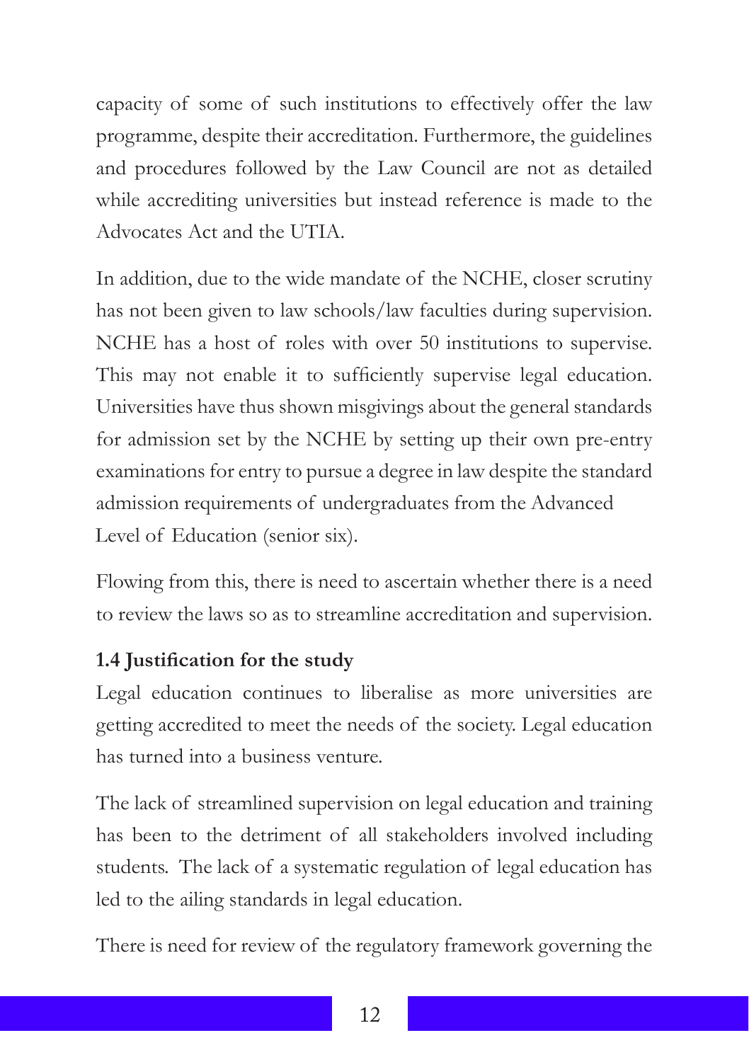capacity of some of such institutions to effectively offer the law programme, despite their accreditation. Furthermore, the guidelines and procedures followed by the Law Council are not as detailed while accrediting universities but instead reference is made to the Advocates Act and the UTIA.

In addition, due to the wide mandate of the NCHE, closer scrutiny has not been given to law schools/law faculties during supervision. NCHE has a host of roles with over 50 institutions to supervise. This may not enable it to sufficiently supervise legal education. Universities have thus shown misgivings about the general standards for admission set by the NCHE by setting up their own pre-entry examinations for entry to pursue a degree in law despite the standard admission requirements of undergraduates from the Advanced Level of Education (senior six).

Flowing from this, there is need to ascertain whether there is a need to review the laws so as to streamline accreditation and supervision.

### 1.4 Justification for the study

Legal education continues to liberalise as more universities are getting accredited to meet the needs of the society. Legal education has turned into a business venture.

The lack of streamlined supervision on legal education and training has been to the detriment of all stakeholders involved including students. The lack of a systematic regulation of legal education has led to the ailing standards in legal education.

There is need for review of the regulatory framework governing the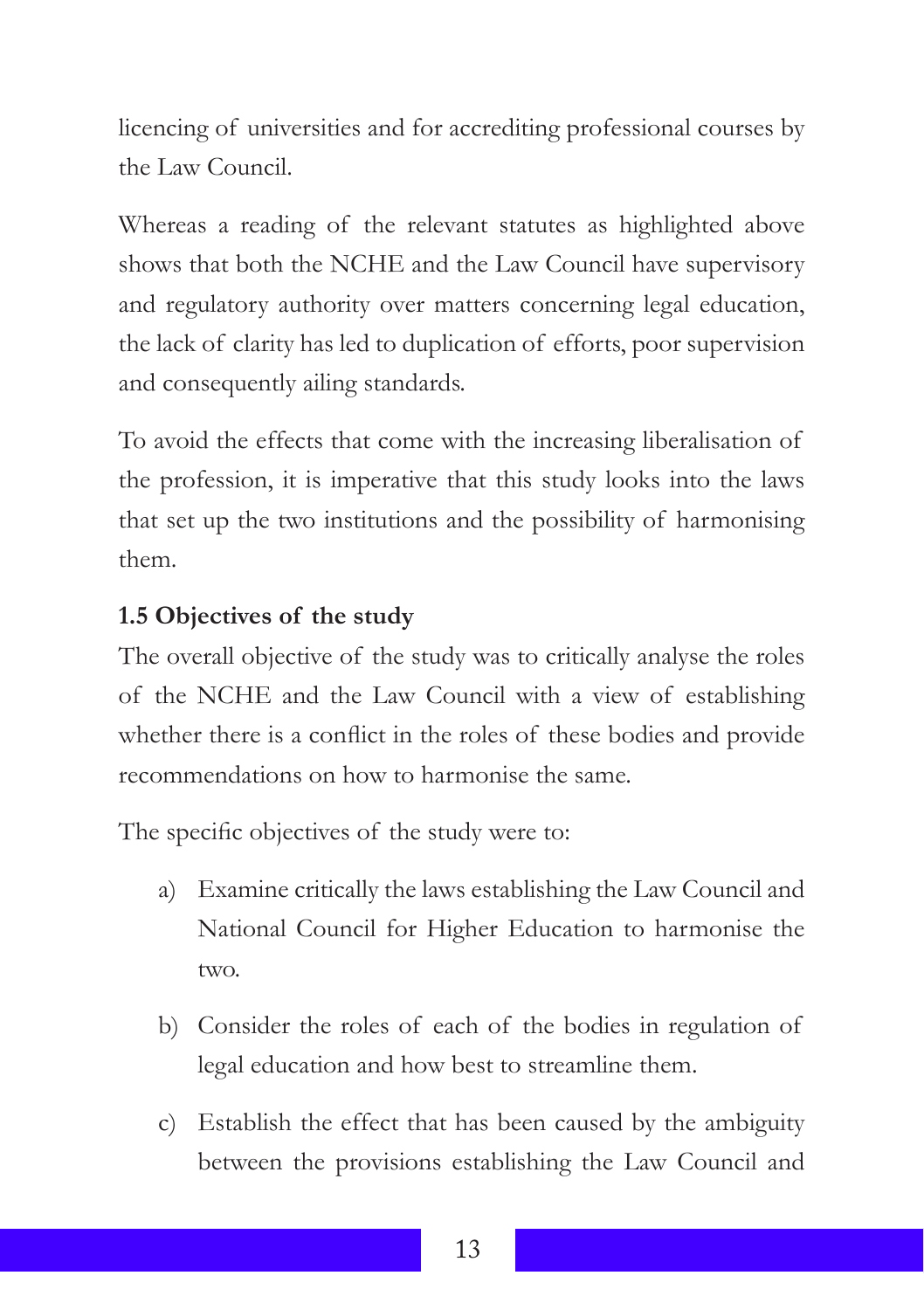licencing of universities and for accrediting professional courses by the Law Council.

Whereas a reading of the relevant statutes as highlighted above shows that both the NCHE and the Law Council have supervisory and regulatory authority over matters concerning legal education, the lack of clarity has led to duplication of efforts, poor supervision and consequently ailing standards.

To avoid the effects that come with the increasing liberalisation of the profession, it is imperative that this study looks into the laws that set up the two institutions and the possibility of harmonising them.

**1.5 Objectives of the study**

The overall objective of the study was to critically analyse the roles of the NCHE and the Law Council with a view of establishing whether there is a conflict in the roles of these bodies and provide recommendations on how to harmonise the same.

The specific objectives of the study were to:

a) Examine critically the laws establishing the Law Council and National Council for Higher Education to harmonise the two.

b) Consider the roles of each of the bodies in regulation of legal education and how best to streamline them.

c) Establish the effect that has been caused by the ambiguity between the provisions establishing the Law Council and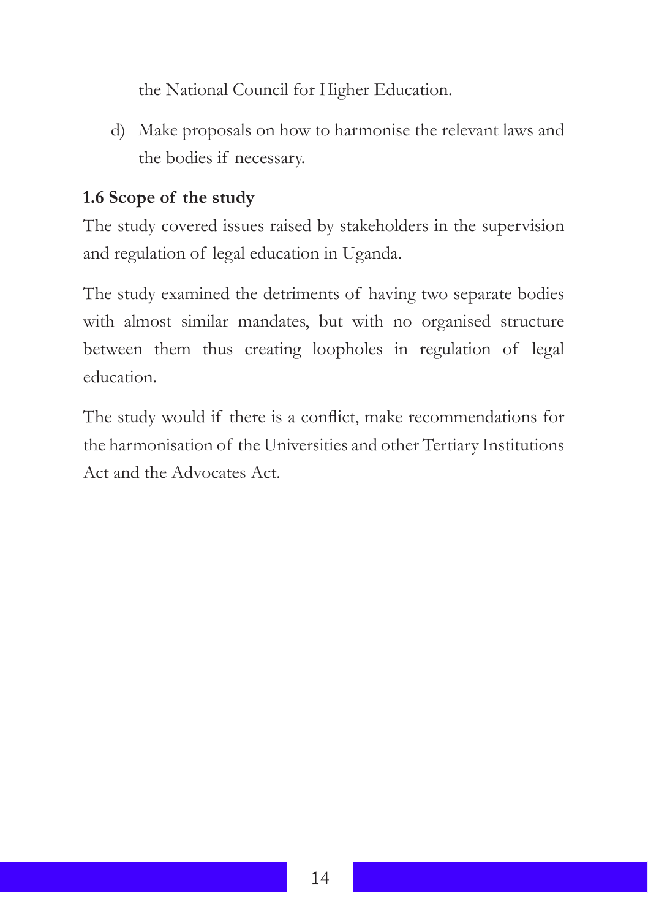the National Council for Higher Education.

d) Make proposals on how to harmonise the relevant laws and the bodies if necessary.

### 1.6 Scope of the study

The study covered issues raised by stakeholders in the supervision and regulation of legal education in Uganda.

The study examined the detriments of having two separate bodies with almost similar mandates, but with no organised structure between them thus creating loopholes in regulation of legal education.

The study would if there is a conflict, make recommendations for the harmonisation of the Universities and other Tertiary Institutions Act and the Advocates Act.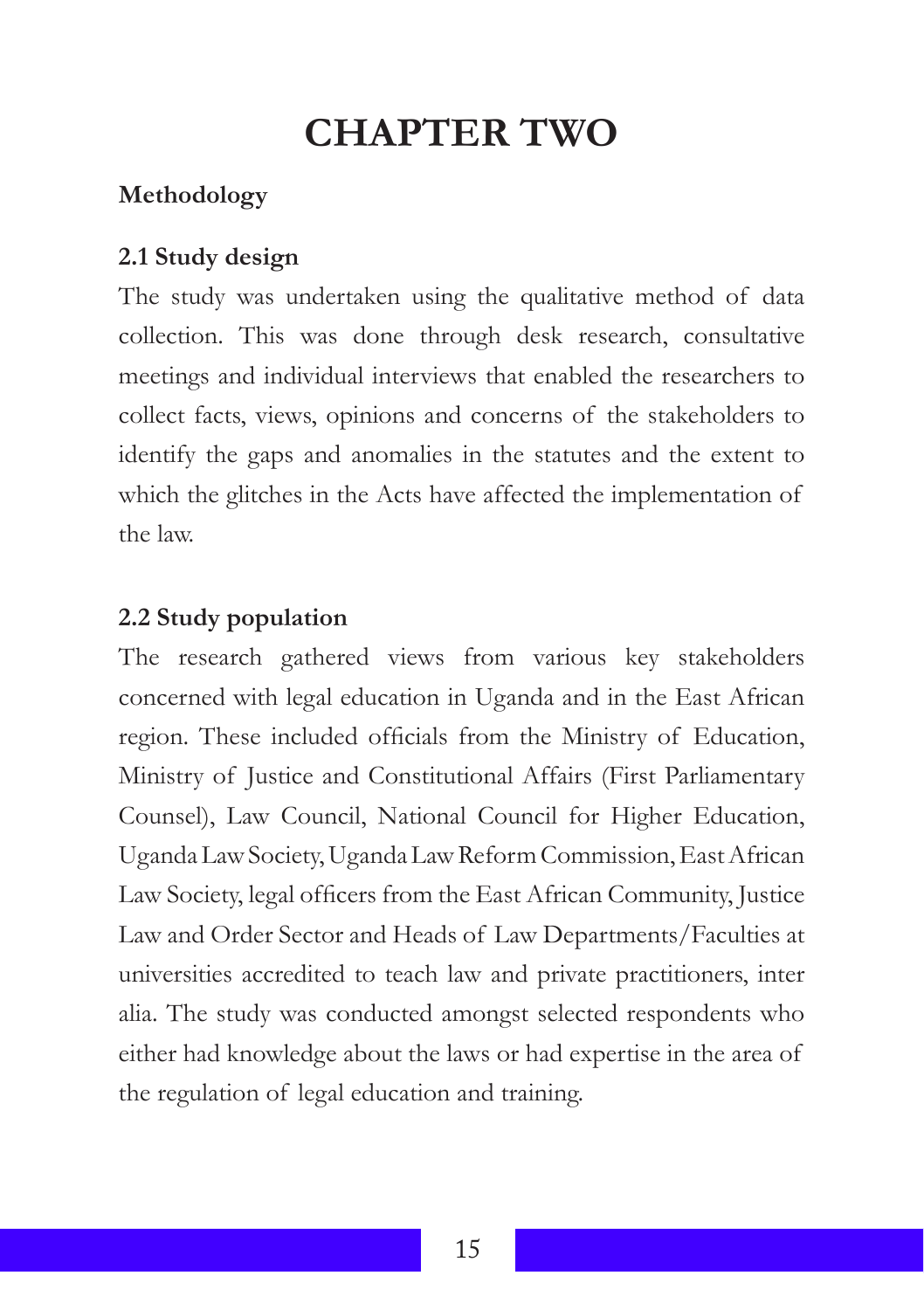# CHAPTER TWO

**Methodology**

## 2.1 Study design

The study was undertaken using the qualitative method of data collection. This was done through desk research, consultative meetings and individual interviews that enabled the researchers to collect facts, views, opinions and concerns of the stakeholders to identify the gaps and anomalies in the statutes and the extent to which the glitches in the Acts have affected the implementation of the law.

## 2.2 Study population

The research gathered views from various key stakeholders concerned with legal education in Uganda and in the East African region. These included officials from the Ministry of Education, Ministry of Justice and Constitutional Affairs (First Parliamentary Counsel), Law Council, National Council for Higher Education, Uganda Law Society, Uganda Law Reform Commission, East African Law Society, legal officers from the East African Community, Justice Law and Order Sector and Heads of Law Departments/Faculties at universities accredited to teach law and private practitioners, inter alia. The study was conducted amongst selected respondents who either had knowledge about the laws or had expertise in the area of the regulation of legal education and training.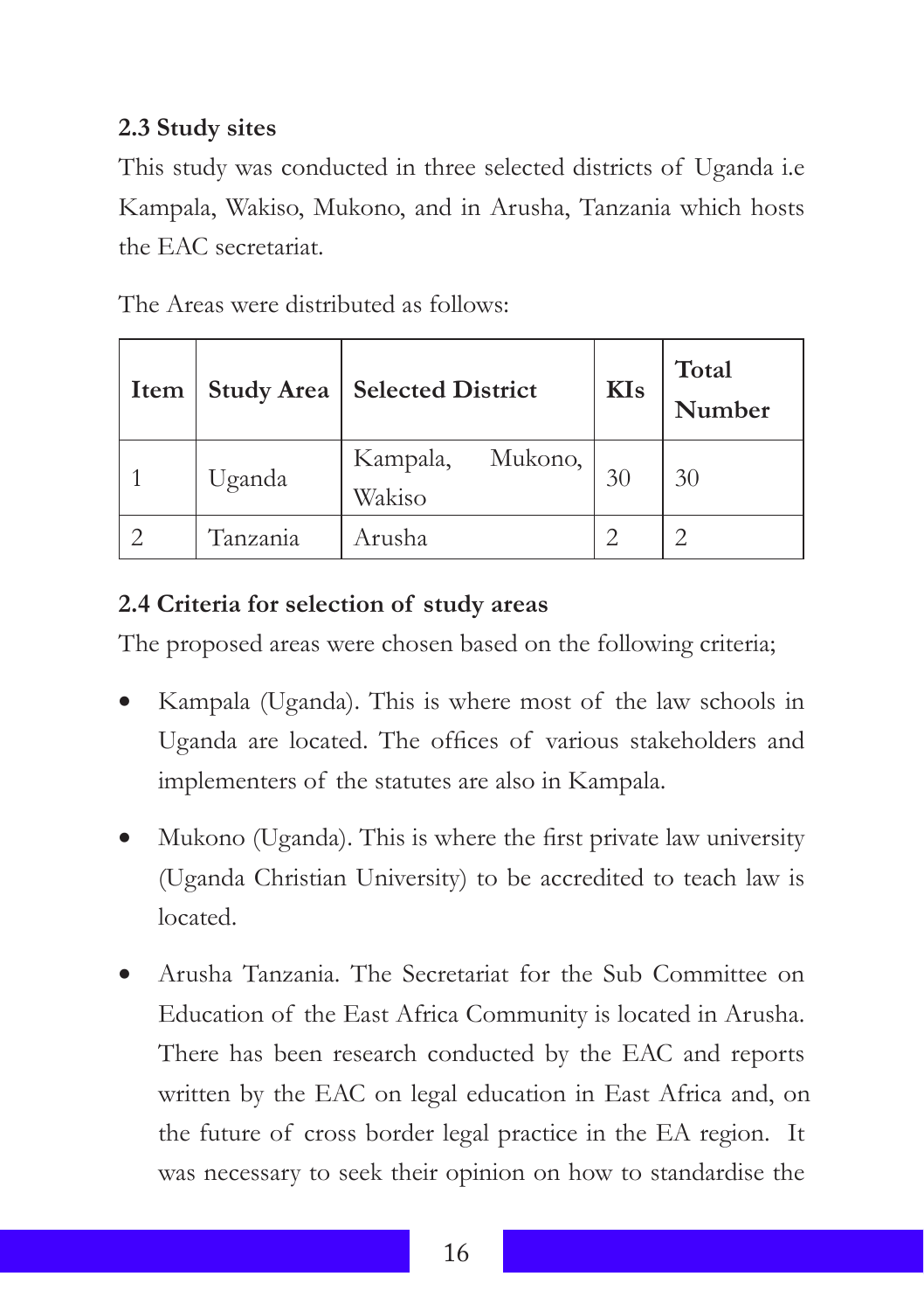### 2.3 Study sites

This study was conducted in three selected districts of Uganda i.e Kampala, Wakiso, Mukono, and in Arusha, Tanzania which hosts the EAC secretariat.

The Areas were distributed as follows:

| Item | Study Area | Selected District | KIs | Total Number |
|---|---|---|---|---|
| 1 | Uganda | Kampala, Mukono, Wakiso | 30 | 30 |
| 2 | Tanzania | Arusha | 2 | 2 |

### 2.4 Criteria for selection of study areas

The proposed areas were chosen based on the following criteria;

- Kampala (Uganda). This is where most of the law schools in Uganda are located. The offices of various stakeholders and implementers of the statutes are also in Kampala.
- Mukono (Uganda). This is where the first private law university (Uganda Christian University) to be accredited to teach law is located.
- Arusha Tanzania. The Secretariat for the Sub Committee on Education of the East Africa Community is located in Arusha. There has been research conducted by the EAC and reports written by the EAC on legal education in East Africa and, on the future of cross border legal practice in the EA region. It was necessary to seek their opinion on how to standardise the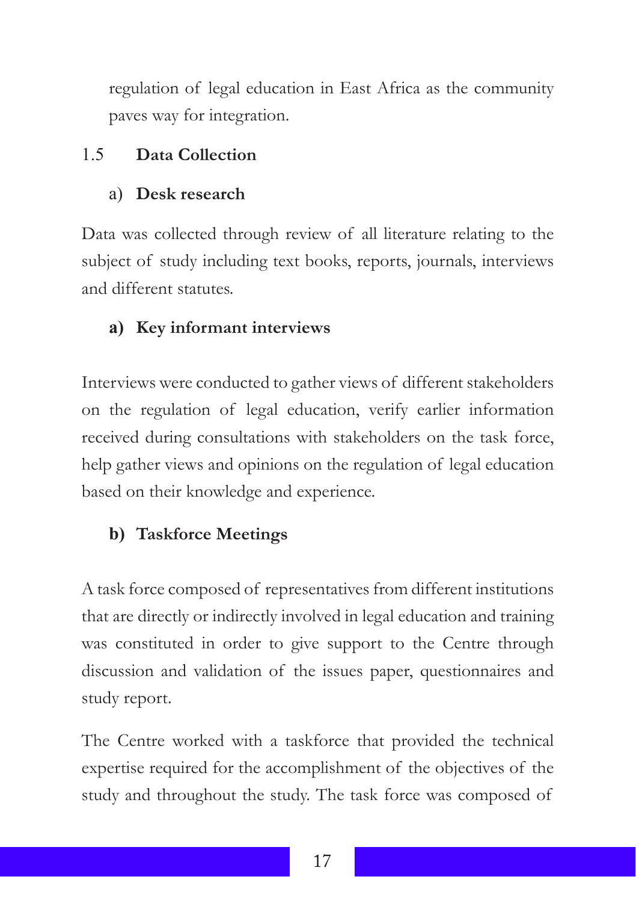regulation of legal education in East Africa as the community paves way for integration.

## 1.5 Data Collection

a) **Desk research**

Data was collected through review of all literature relating to the subject of study including text books, reports, journals, interviews and different statutes.

**a) Key informant interviews**

Interviews were conducted to gather views of different stakeholders on the regulation of legal education, verify earlier information received during consultations with stakeholders on the task force, help gather views and opinions on the regulation of legal education based on their knowledge and experience.

**b) Taskforce Meetings**

A task force composed of representatives from different institutions that are directly or indirectly involved in legal education and training was constituted in order to give support to the Centre through discussion and validation of the issues paper, questionnaires and study report.

The Centre worked with a taskforce that provided the technical expertise required for the accomplishment of the objectives of the study and throughout the study. The task force was composed of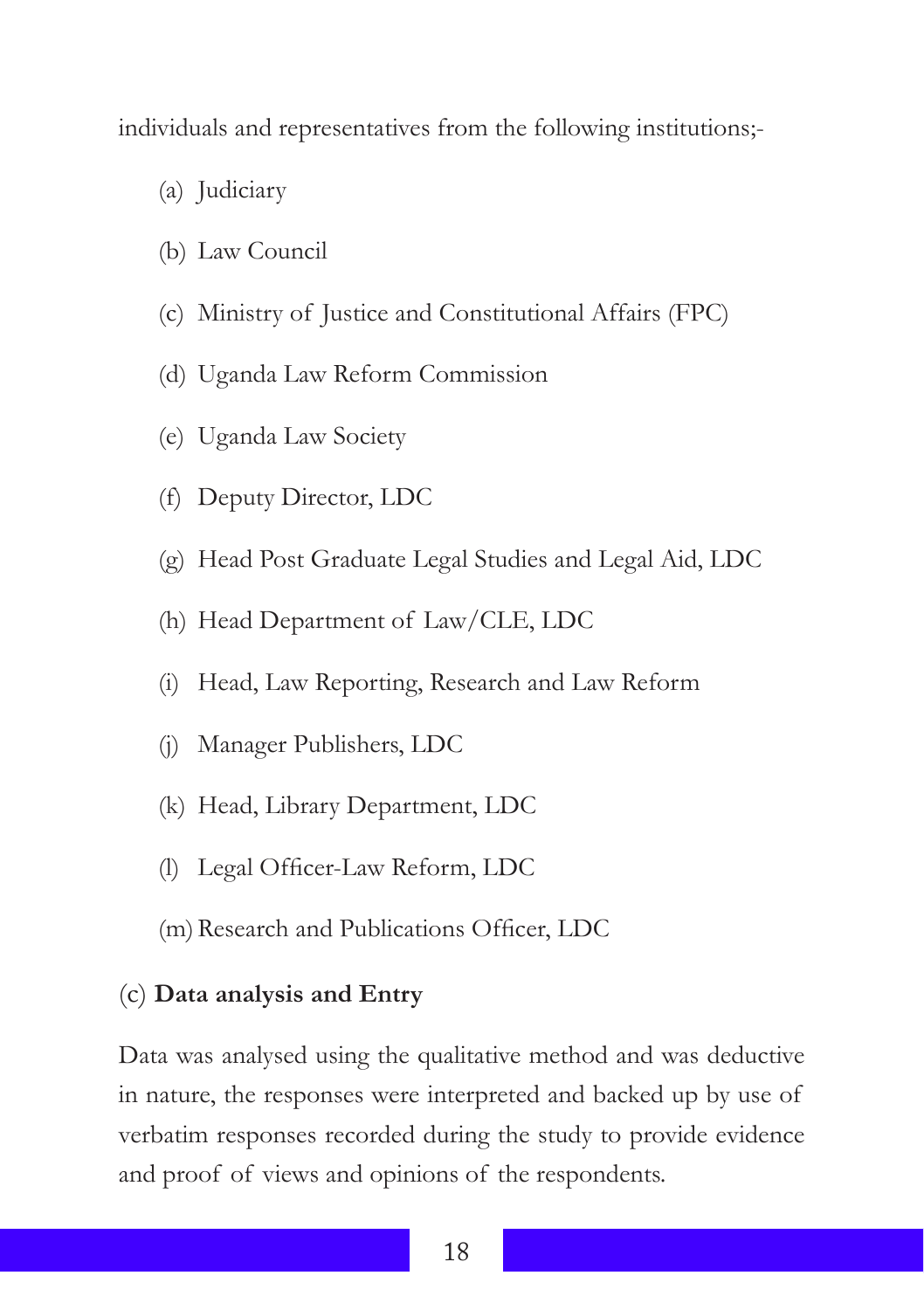individuals and representatives from the following institutions;-

(a) Judiciary

(b) Law Council

(c) Ministry of Justice and Constitutional Affairs (FPC)

(d) Uganda Law Reform Commission

(e) Uganda Law Society

(f) Deputy Director, LDC

(g) Head Post Graduate Legal Studies and Legal Aid, LDC

(h) Head Department of Law/CLE, LDC

(i) Head, Law Reporting, Research and Law Reform

(j) Manager Publishers, LDC

(k) Head, Library Department, LDC

(l) Legal Officer-Law Reform, LDC

(m) Research and Publications Officer, LDC

(c) **Data analysis and Entry**

Data was analysed using the qualitative method and was deductive in nature, the responses were interpreted and backed up by use of verbatim responses recorded during the study to provide evidence and proof of views and opinions of the respondents.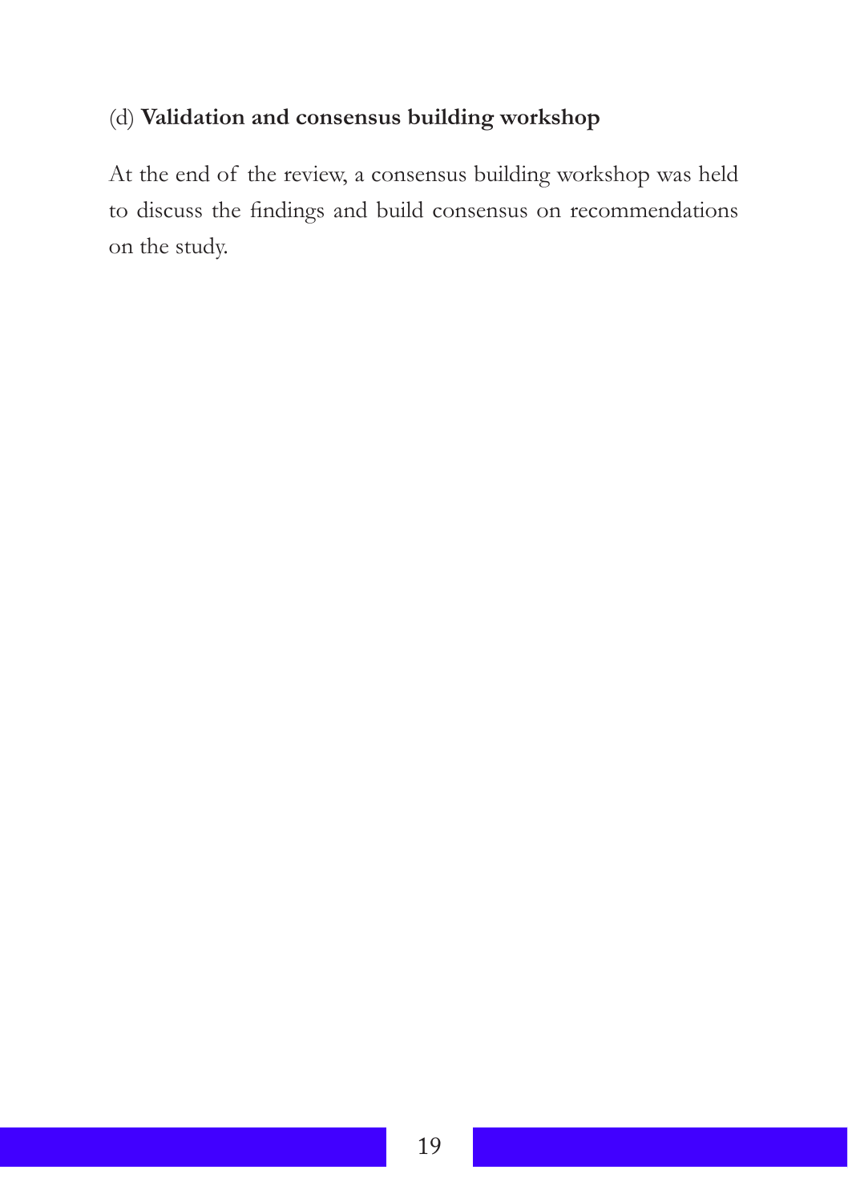(d) **Validation and consensus building workshop**

At the end of the review, a consensus building workshop was held to discuss the findings and build consensus on recommendations on the study.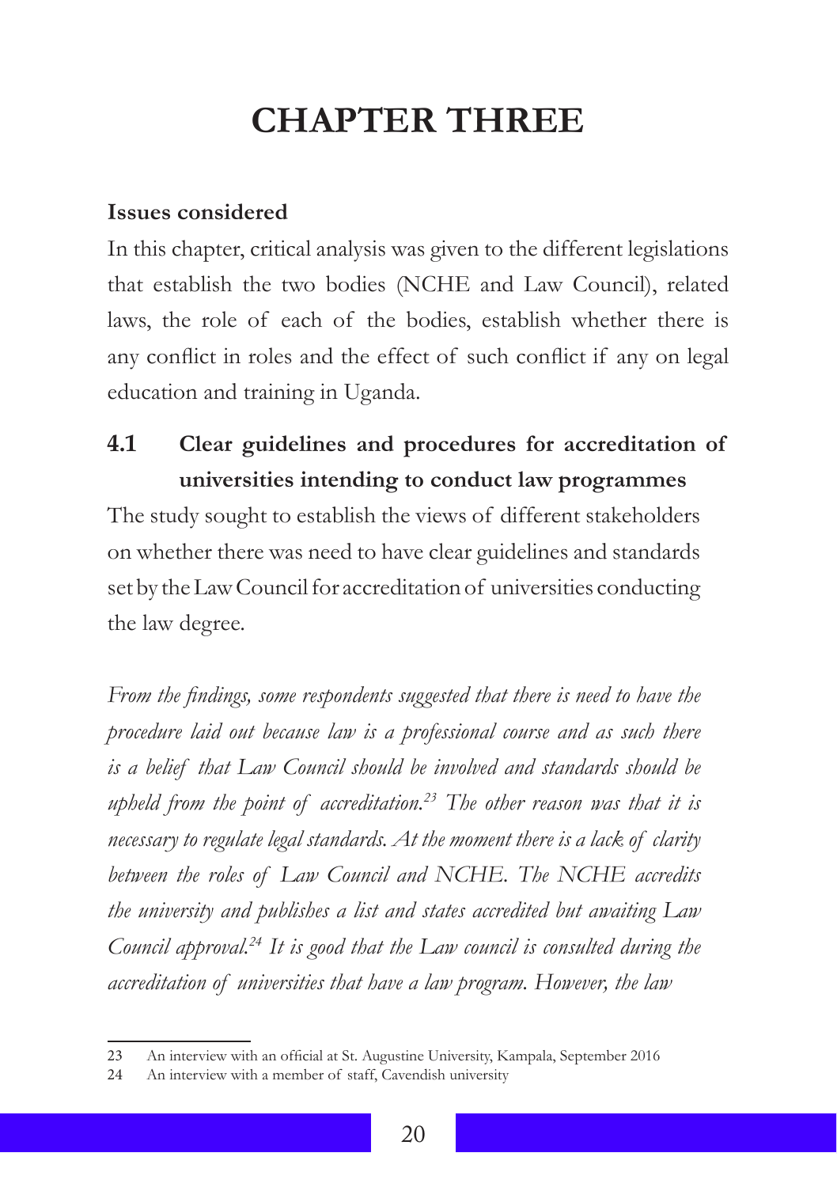# CHAPTER THREE

**Issues considered**

In this chapter, critical analysis was given to the different legislations that establish the two bodies (NCHE and Law Council), related laws, the role of each of the bodies, establish whether there is any conflict in roles and the effect of such conflict if any on legal education and training in Uganda.

## 4.1 Clear guidelines and procedures for accreditation of universities intending to conduct law programmes

The study sought to establish the views of different stakeholders on whether there was need to have clear guidelines and standards set by the Law Council for accreditation of universities conducting the law degree.

*From the findings, some respondents suggested that there is need to have the procedure laid out because law is a professional course and as such there is a belief that Law Council should be involved and standards should be upheld from the point of accreditation.*[23] *The other reason was that it is necessary to regulate legal standards. At the moment there is a lack of clarity between the roles of Law Council and NCHE. The NCHE accredits the university and publishes a list and states accredited but awaiting Law Council approval.*[24] *It is good that the Law council is consulted during the accreditation of universities that have a law program. However, the law*

---

23 An interview with an official at St. Augustine University, Kampala, September 2016

24 An interview with a member of staff, Cavendish university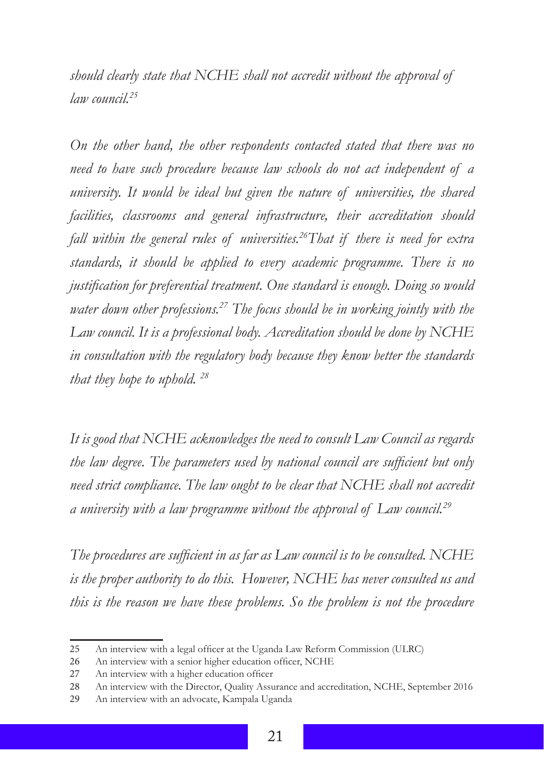*should clearly state that NCHE shall not accredit without the approval of law council.*[25]

*On the other hand, the other respondents contacted stated that there was no need to have such procedure because law schools do not act independent of a university. It would be ideal but given the nature of universities, the shared facilities, classrooms and general infrastructure, their accreditation should fall within the general rules of universities.*[26]*That if there is need for extra standards, it should be applied to every academic programme. There is no justification for preferential treatment. One standard is enough. Doing so would water down other professions.*[27] *The focus should be in working jointly with the Law council. It is a professional body. Accreditation should be done by NCHE in consultation with the regulatory body because they know better the standards that they hope to uphold.* [28]

*It is good that NCHE acknowledges the need to consult Law Council as regards the law degree. The parameters used by national council are sufficient but only need strict compliance. The law ought to be clear that NCHE shall not accredit a university with a law programme without the approval of Law council.*[29]

*The procedures are sufficient in as far as Law council is to be consulted. NCHE is the proper authority to do this. However, NCHE has never consulted us and this is the reason we have these problems. So the problem is not the procedure*

---

25 An interview with a legal officer at the Uganda Law Reform Commission (ULRC)

26 An interview with a senior higher education officer, NCHE

27 An interview with a higher education officer

28 An interview with the Director, Quality Assurance and accreditation, NCHE, September 2016

29 An interview with an advocate, Kampala Uganda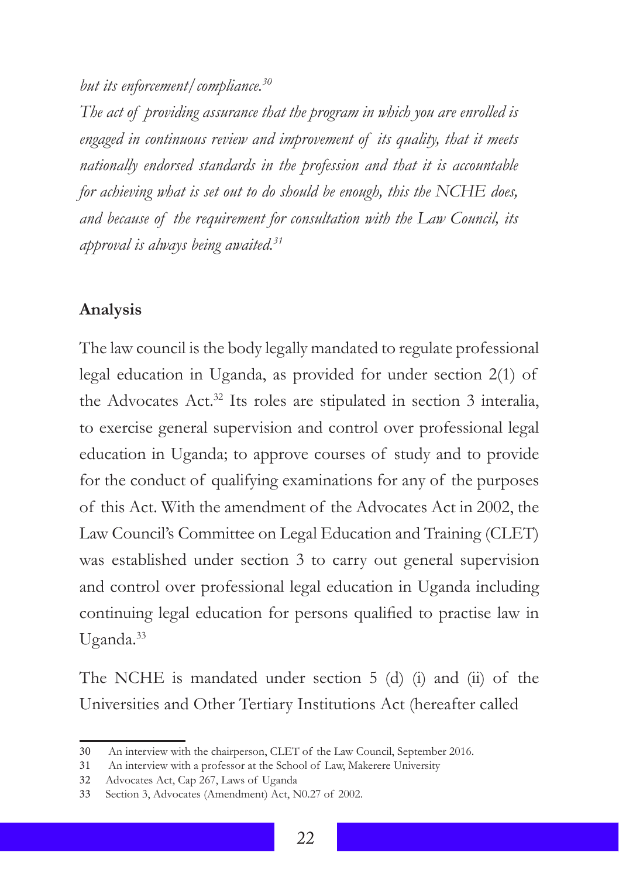*but its enforcement/compliance.*[30]

*The act of providing assurance that the program in which you are enrolled is engaged in continuous review and improvement of its quality, that it meets nationally endorsed standards in the profession and that it is accountable for achieving what is set out to do should be enough, this the NCHE does, and because of the requirement for consultation with the Law Council, its approval is always being awaited.*[31]

**Analysis**

The law council is the body legally mandated to regulate professional legal education in Uganda, as provided for under section 2(1) of the Advocates Act.[32] Its roles are stipulated in section 3 interalia, to exercise general supervision and control over professional legal education in Uganda; to approve courses of study and to provide for the conduct of qualifying examinations for any of the purposes of this Act. With the amendment of the Advocates Act in 2002, the Law Council's Committee on Legal Education and Training (CLET) was established under section 3 to carry out general supervision and control over professional legal education in Uganda including continuing legal education for persons qualified to practise law in Uganda.[33]

The NCHE is mandated under section 5 (d) (i) and (ii) of the Universities and Other Tertiary Institutions Act (hereafter called

---

30 An interview with the chairperson, CLET of the Law Council, September 2016.

31 An interview with a professor at the School of Law, Makerere University

32 Advocates Act, Cap 267, Laws of Uganda

33 Section 3, Advocates (Amendment) Act, N0.27 of 2002.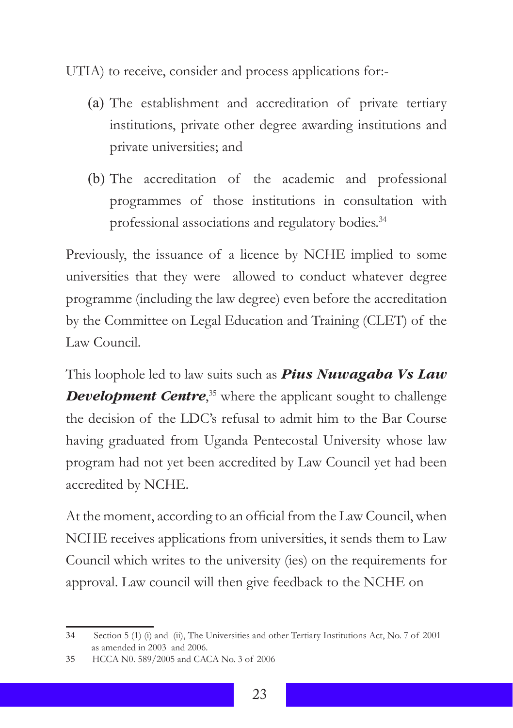UTIA) to receive, consider and process applications for:-

(a) The establishment and accreditation of private tertiary institutions, private other degree awarding institutions and private universities; and

(b) The accreditation of the academic and professional programmes of those institutions in consultation with professional associations and regulatory bodies.[34]

Previously, the issuance of a licence by NCHE implied to some universities that they were allowed to conduct whatever degree programme (including the law degree) even before the accreditation by the Committee on Legal Education and Training (CLET) of the Law Council.

This loophole led to law suits such as ***Pius Nuwagaba Vs Law Development Centre***,[35] where the applicant sought to challenge the decision of the LDC's refusal to admit him to the Bar Course having graduated from Uganda Pentecostal University whose law program had not yet been accredited by Law Council yet had been accredited by NCHE.

At the moment, according to an official from the Law Council, when NCHE receives applications from universities, it sends them to Law Council which writes to the university (ies) on the requirements for approval. Law council will then give feedback to the NCHE on

---

34 Section 5 (1) (i) and (ii), The Universities and other Tertiary Institutions Act, No. 7 of 2001 as amended in 2003 and 2006.

35 HCCA N0. 589/2005 and CACA No. 3 of 2006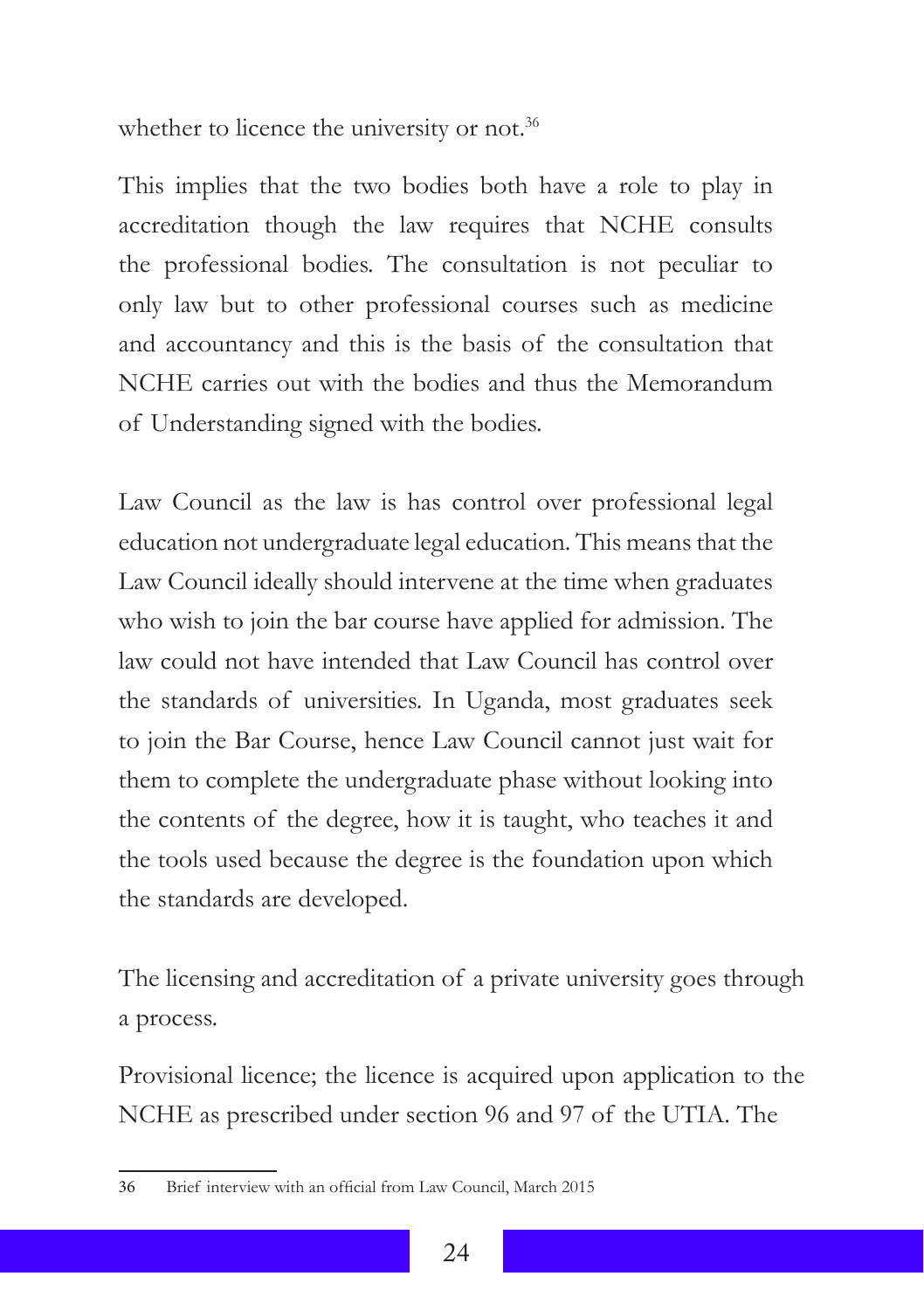whether to licence the university or not.[36]

This implies that the two bodies both have a role to play in accreditation though the law requires that NCHE consults the professional bodies. The consultation is not peculiar to only law but to other professional courses such as medicine and accountancy and this is the basis of the consultation that NCHE carries out with the bodies and thus the Memorandum of Understanding signed with the bodies.

Law Council as the law is has control over professional legal education not undergraduate legal education. This means that the Law Council ideally should intervene at the time when graduates who wish to join the bar course have applied for admission. The law could not have intended that Law Council has control over the standards of universities. In Uganda, most graduates seek to join the Bar Course, hence Law Council cannot just wait for them to complete the undergraduate phase without looking into the contents of the degree, how it is taught, who teaches it and the tools used because the degree is the foundation upon which the standards are developed.

The licensing and accreditation of a private university goes through a process.

Provisional licence; the licence is acquired upon application to the NCHE as prescribed under section 96 and 97 of the UTIA. The

---

36 Brief interview with an official from Law Council, March 2015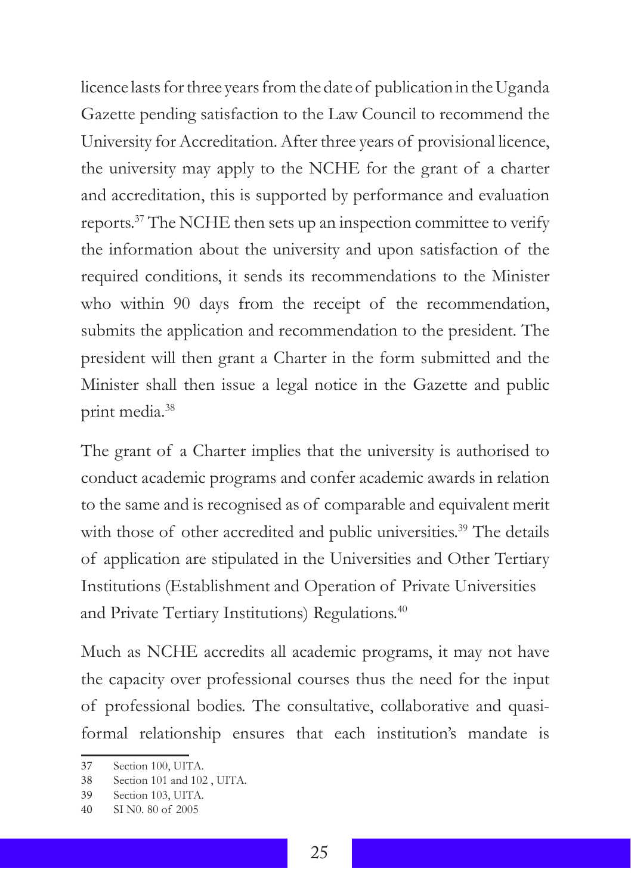licence lasts for three years from the date of publication in the Uganda Gazette pending satisfaction to the Law Council to recommend the University for Accreditation. After three years of provisional licence, the university may apply to the NCHE for the grant of a charter and accreditation, this is supported by performance and evaluation reports.[37] The NCHE then sets up an inspection committee to verify the information about the university and upon satisfaction of the required conditions, it sends its recommendations to the Minister who within 90 days from the receipt of the recommendation, submits the application and recommendation to the president. The president will then grant a Charter in the form submitted and the Minister shall then issue a legal notice in the Gazette and public print media.[38]

The grant of a Charter implies that the university is authorised to conduct academic programs and confer academic awards in relation to the same and is recognised as of comparable and equivalent merit with those of other accredited and public universities.[39] The details of application are stipulated in the Universities and Other Tertiary Institutions (Establishment and Operation of Private Universities and Private Tertiary Institutions) Regulations.[40]

Much as NCHE accredits all academic programs, it may not have the capacity over professional courses thus the need for the input of professional bodies. The consultative, collaborative and quasi-formal relationship ensures that each institution's mandate is

---

37 Section 100, UITA.

38 Section 101 and 102 , UITA.

39 Section 103, UITA.

40 SI N0. 80 of 2005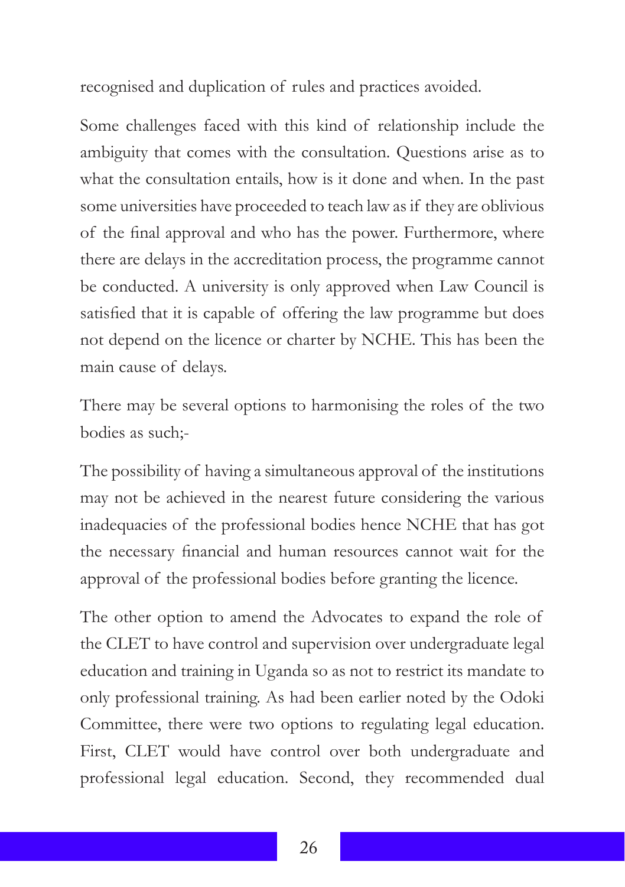recognised and duplication of rules and practices avoided.

Some challenges faced with this kind of relationship include the ambiguity that comes with the consultation. Questions arise as to what the consultation entails, how is it done and when. In the past some universities have proceeded to teach law as if they are oblivious of the final approval and who has the power. Furthermore, where there are delays in the accreditation process, the programme cannot be conducted. A university is only approved when Law Council is satisfied that it is capable of offering the law programme but does not depend on the licence or charter by NCHE. This has been the main cause of delays.

There may be several options to harmonising the roles of the two bodies as such;-

The possibility of having a simultaneous approval of the institutions may not be achieved in the nearest future considering the various inadequacies of the professional bodies hence NCHE that has got the necessary financial and human resources cannot wait for the approval of the professional bodies before granting the licence.

The other option to amend the Advocates to expand the role of the CLET to have control and supervision over undergraduate legal education and training in Uganda so as not to restrict its mandate to only professional training. As had been earlier noted by the Odoki Committee, there were two options to regulating legal education. First, CLET would have control over both undergraduate and professional legal education. Second, they recommended dual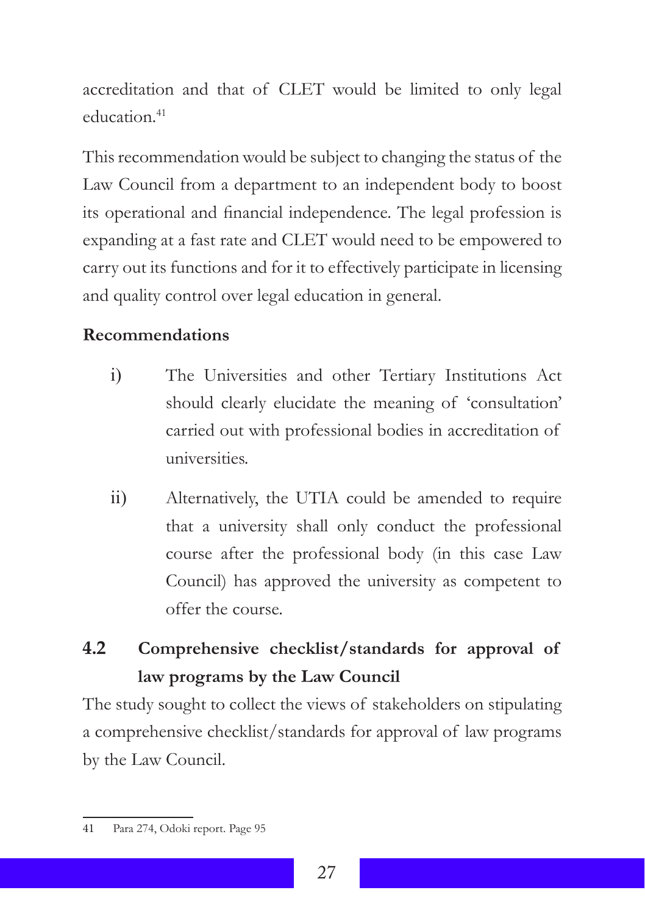accreditation and that of CLET would be limited to only legal education.[41]

This recommendation would be subject to changing the status of the Law Council from a department to an independent body to boost its operational and financial independence. The legal profession is expanding at a fast rate and CLET would need to be empowered to carry out its functions and for it to effectively participate in licensing and quality control over legal education in general.

**Recommendations**

i) The Universities and other Tertiary Institutions Act should clearly elucidate the meaning of 'consultation' carried out with professional bodies in accreditation of universities.

ii) Alternatively, the UTIA could be amended to require that a university shall only conduct the professional course after the professional body (in this case Law Council) has approved the university as competent to offer the course.

## 4.2 Comprehensive checklist/standards for approval of law programs by the Law Council

The study sought to collect the views of stakeholders on stipulating a comprehensive checklist/standards for approval of law programs by the Law Council.

---

41 Para 274, Odoki report. Page 95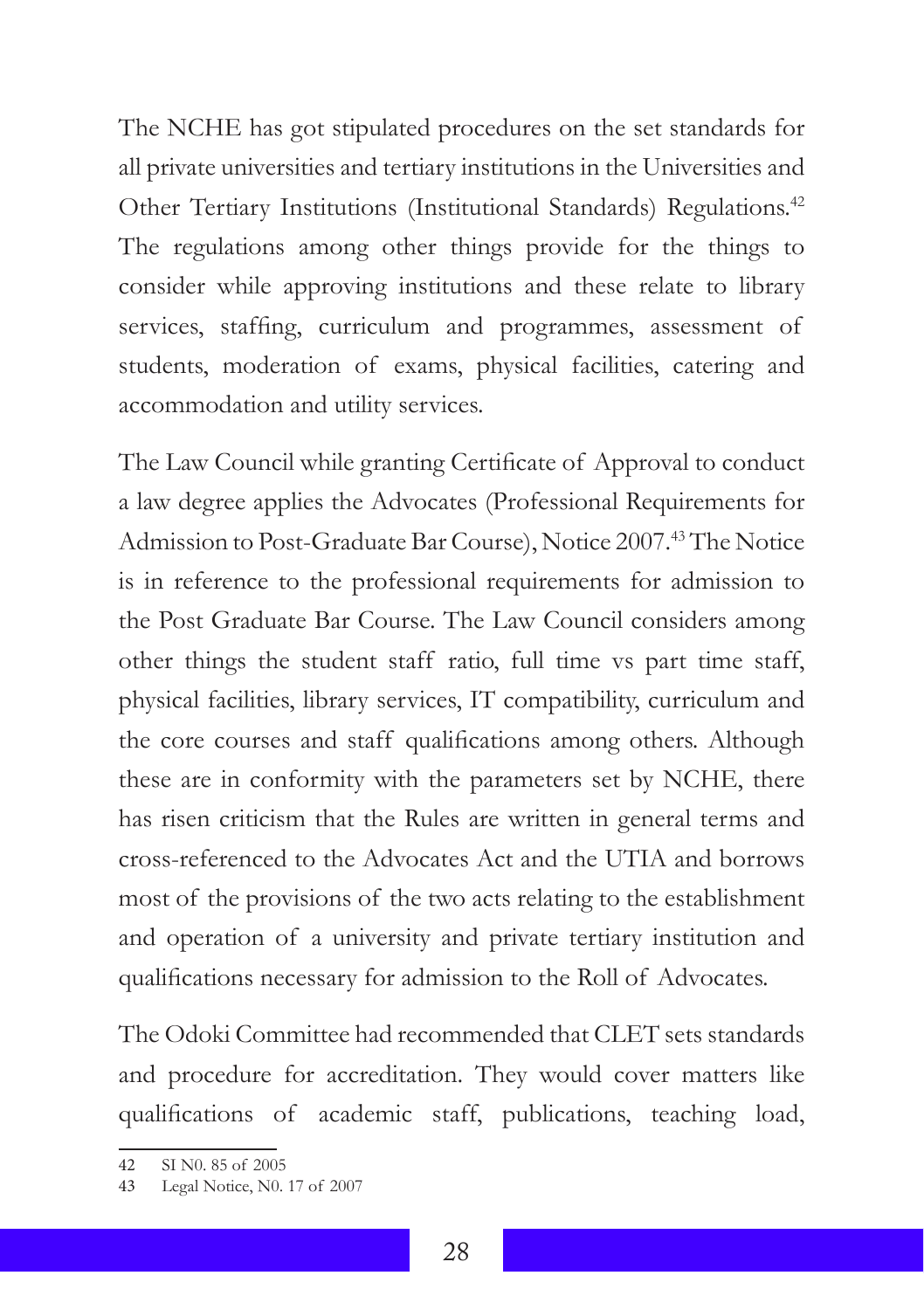The NCHE has got stipulated procedures on the set standards for all private universities and tertiary institutions in the Universities and Other Tertiary Institutions (Institutional Standards) Regulations.[42] The regulations among other things provide for the things to consider while approving institutions and these relate to library services, staffing, curriculum and programmes, assessment of students, moderation of exams, physical facilities, catering and accommodation and utility services.

The Law Council while granting Certificate of Approval to conduct a law degree applies the Advocates (Professional Requirements for Admission to Post-Graduate Bar Course), Notice 2007.[43] The Notice is in reference to the professional requirements for admission to the Post Graduate Bar Course. The Law Council considers among other things the student staff ratio, full time vs part time staff, physical facilities, library services, IT compatibility, curriculum and the core courses and staff qualifications among others. Although these are in conformity with the parameters set by NCHE, there has risen criticism that the Rules are written in general terms and cross-referenced to the Advocates Act and the UTIA and borrows most of the provisions of the two acts relating to the establishment and operation of a university and private tertiary institution and qualifications necessary for admission to the Roll of Advocates.

The Odoki Committee had recommended that CLET sets standards and procedure for accreditation. They would cover matters like qualifications of academic staff, publications, teaching load,

---

42 SI N0. 85 of 2005

43 Legal Notice, N0. 17 of 2007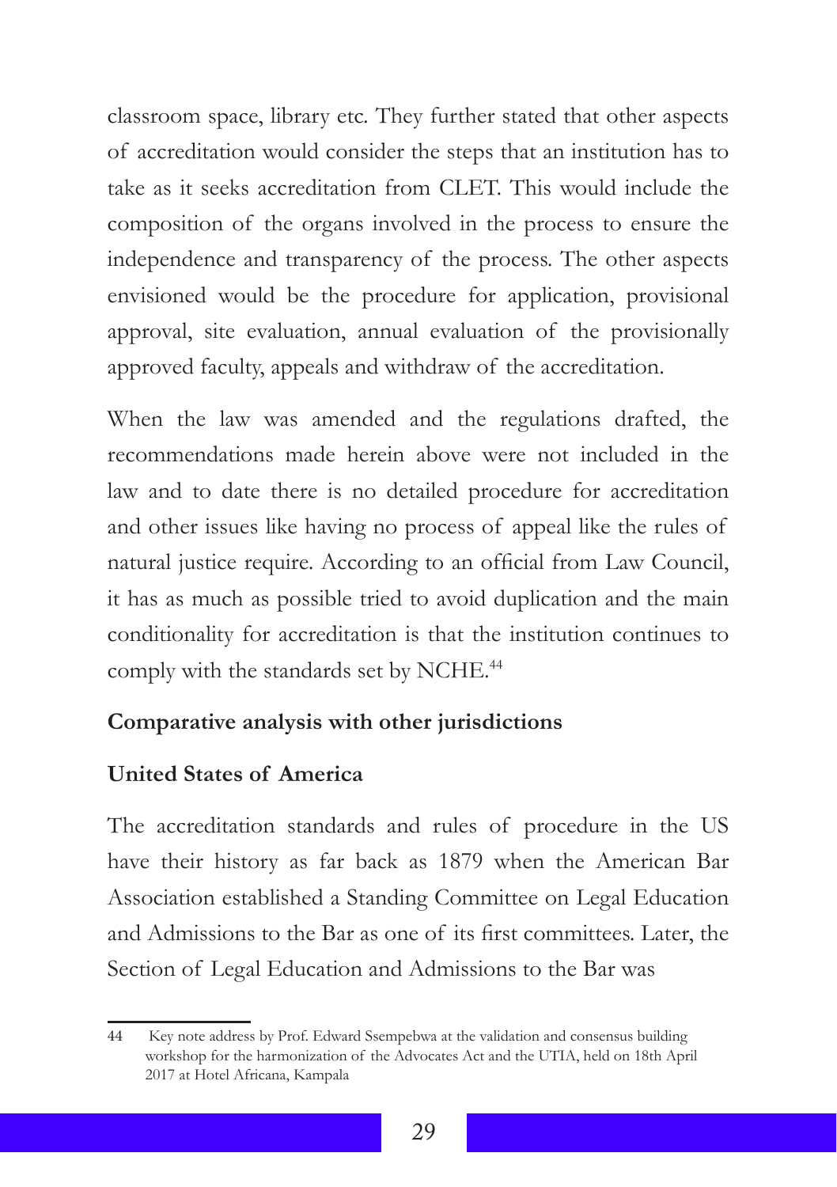classroom space, library etc. They further stated that other aspects of accreditation would consider the steps that an institution has to take as it seeks accreditation from CLET. This would include the composition of the organs involved in the process to ensure the independence and transparency of the process. The other aspects envisioned would be the procedure for application, provisional approval, site evaluation, annual evaluation of the provisionally approved faculty, appeals and withdraw of the accreditation.

When the law was amended and the regulations drafted, the recommendations made herein above were not included in the law and to date there is no detailed procedure for accreditation and other issues like having no process of appeal like the rules of natural justice require. According to an official from Law Council, it has as much as possible tried to avoid duplication and the main conditionality for accreditation is that the institution continues to comply with the standards set by NCHE.[44]

**Comparative analysis with other jurisdictions**

**United States of America**

The accreditation standards and rules of procedure in the US have their history as far back as 1879 when the American Bar Association established a Standing Committee on Legal Education and Admissions to the Bar as one of its first committees. Later, the Section of Legal Education and Admissions to the Bar was

---

44 Key note address by Prof. Edward Ssempebwa at the validation and consensus building workshop for the harmonization of the Advocates Act and the UTIA, held on 18th April 2017 at Hotel Africana, Kampala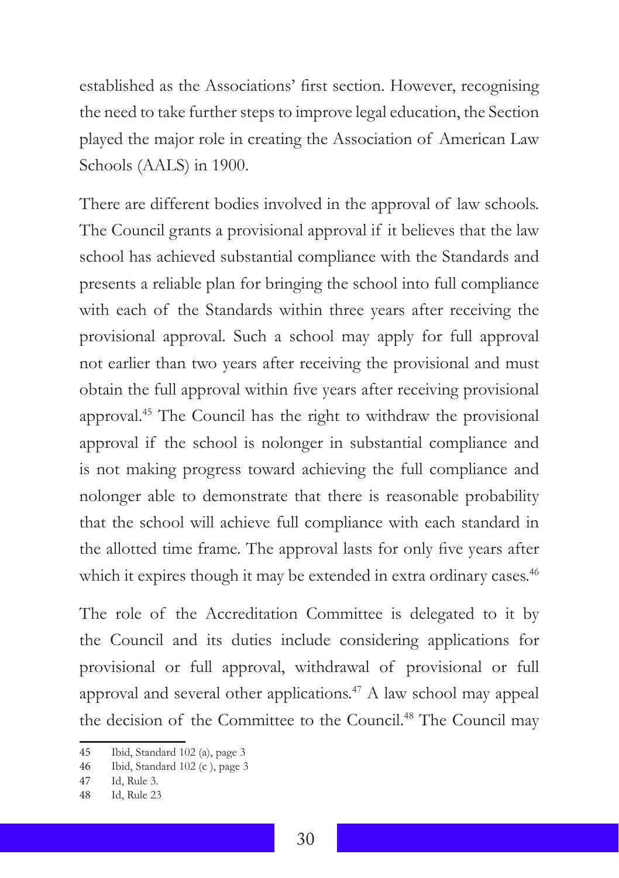established as the Associations' first section. However, recognising the need to take further steps to improve legal education, the Section played the major role in creating the Association of American Law Schools (AALS) in 1900.

There are different bodies involved in the approval of law schools. The Council grants a provisional approval if it believes that the law school has achieved substantial compliance with the Standards and presents a reliable plan for bringing the school into full compliance with each of the Standards within three years after receiving the provisional approval. Such a school may apply for full approval not earlier than two years after receiving the provisional and must obtain the full approval within five years after receiving provisional approval.[45] The Council has the right to withdraw the provisional approval if the school is nolonger in substantial compliance and is not making progress toward achieving the full compliance and nolonger able to demonstrate that there is reasonable probability that the school will achieve full compliance with each standard in the allotted time frame. The approval lasts for only five years after which it expires though it may be extended in extra ordinary cases.[46]

The role of the Accreditation Committee is delegated to it by the Council and its duties include considering applications for provisional or full approval, withdrawal of provisional or full approval and several other applications.[47] A law school may appeal the decision of the Committee to the Council.[48] The Council may

---

45 Ibid, Standard 102 (a), page 3

46 Ibid, Standard 102 (c ), page 3

47 Id, Rule 3.

48 Id, Rule 23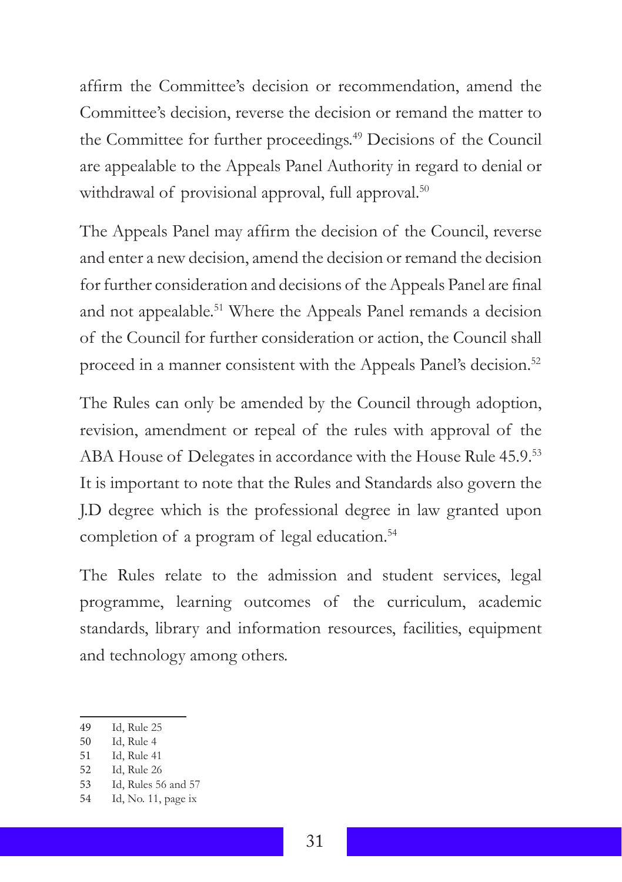affirm the Committee's decision or recommendation, amend the Committee's decision, reverse the decision or remand the matter to the Committee for further proceedings.[49] Decisions of the Council are appealable to the Appeals Panel Authority in regard to denial or withdrawal of provisional approval, full approval.[50]

The Appeals Panel may affirm the decision of the Council, reverse and enter a new decision, amend the decision or remand the decision for further consideration and decisions of the Appeals Panel are final and not appealable.[51] Where the Appeals Panel remands a decision of the Council for further consideration or action, the Council shall proceed in a manner consistent with the Appeals Panel's decision.[52]

The Rules can only be amended by the Council through adoption, revision, amendment or repeal of the rules with approval of the ABA House of Delegates in accordance with the House Rule 45.9.[53] It is important to note that the Rules and Standards also govern the J.D degree which is the professional degree in law granted upon completion of a program of legal education.[54]

The Rules relate to the admission and student services, legal programme, learning outcomes of the curriculum, academic standards, library and information resources, facilities, equipment and technology among others.

---

49 Id, Rule 25
50 Id, Rule 4
51 Id, Rule 41
52 Id, Rule 26
53 Id, Rules 56 and 57
54 Id, No. 11, page ix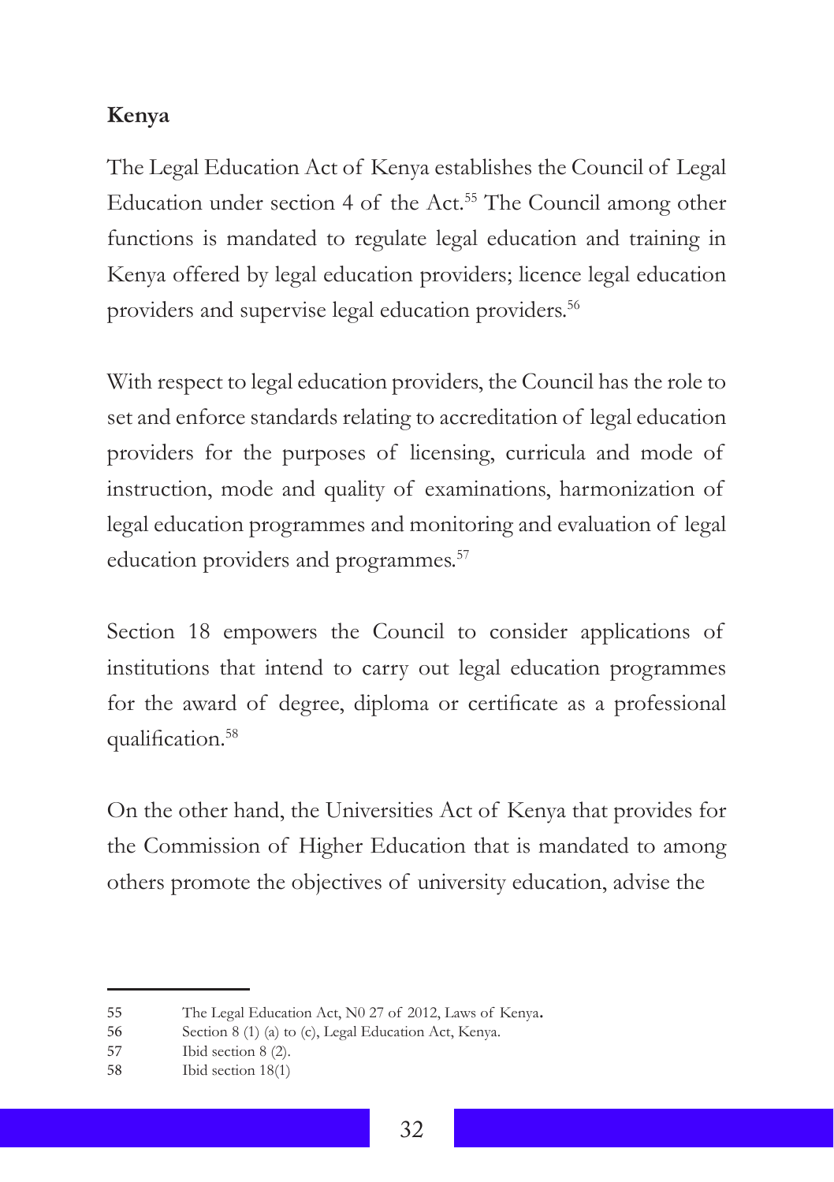**Kenya**

The Legal Education Act of Kenya establishes the Council of Legal Education under section 4 of the Act.[55] The Council among other functions is mandated to regulate legal education and training in Kenya offered by legal education providers; licence legal education providers and supervise legal education providers.[56]

With respect to legal education providers, the Council has the role to set and enforce standards relating to accreditation of legal education providers for the purposes of licensing, curricula and mode of instruction, mode and quality of examinations, harmonization of legal education programmes and monitoring and evaluation of legal education providers and programmes.[57]

Section 18 empowers the Council to consider applications of institutions that intend to carry out legal education programmes for the award of degree, diploma or certificate as a professional qualification.[58]

On the other hand, the Universities Act of Kenya that provides for the Commission of Higher Education that is mandated to among others promote the objectives of university education, advise the

---

55 The Legal Education Act, N0 27 of 2012, Laws of Kenya.

56 Section 8 (1) (a) to (c), Legal Education Act, Kenya.

57 Ibid section 8 (2).

58 Ibid section 18(1)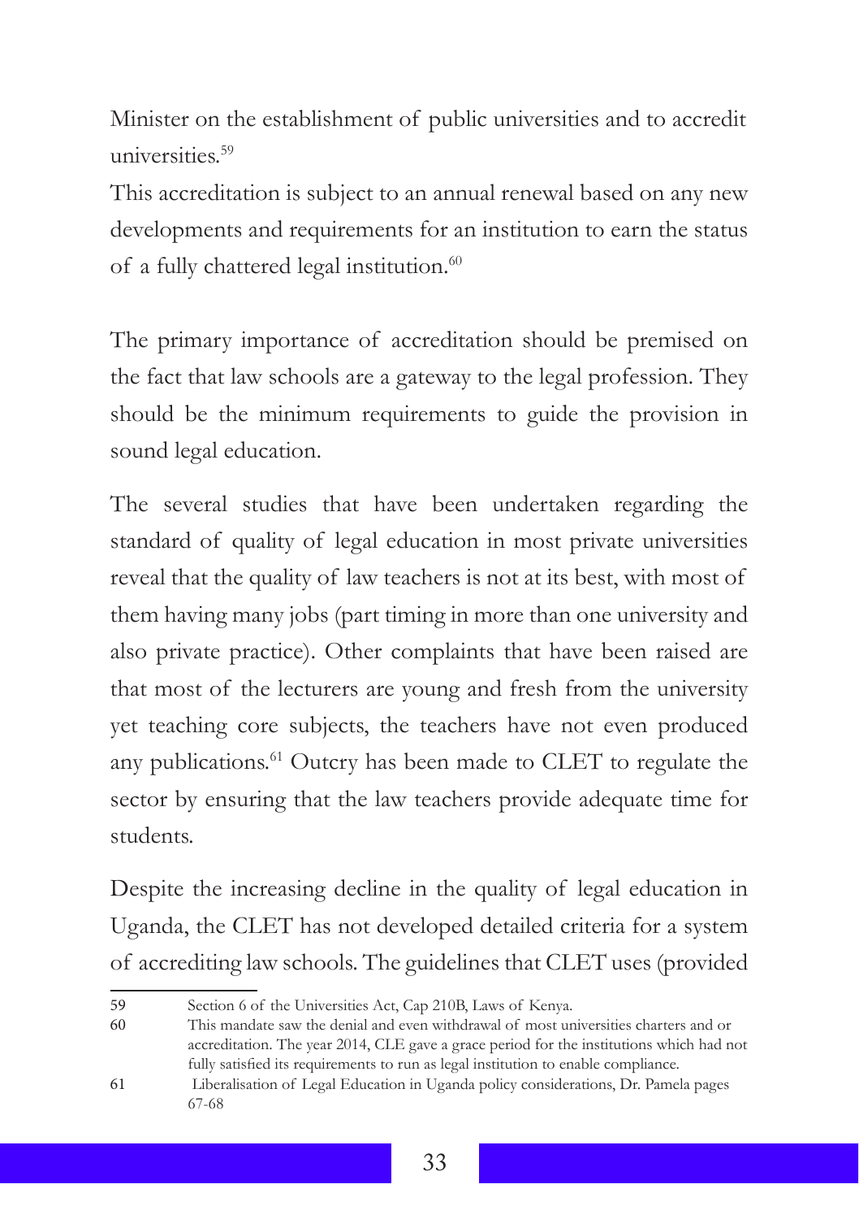Minister on the establishment of public universities and to accredit universities.[59]

This accreditation is subject to an annual renewal based on any new developments and requirements for an institution to earn the status of a fully chattered legal institution.[60]

The primary importance of accreditation should be premised on the fact that law schools are a gateway to the legal profession. They should be the minimum requirements to guide the provision in sound legal education.

The several studies that have been undertaken regarding the standard of quality of legal education in most private universities reveal that the quality of law teachers is not at its best, with most of them having many jobs (part timing in more than one university and also private practice). Other complaints that have been raised are that most of the lecturers are young and fresh from the university yet teaching core subjects, the teachers have not even produced any publications.[61] Outcry has been made to CLET to regulate the sector by ensuring that the law teachers provide adequate time for students.

Despite the increasing decline in the quality of legal education in Uganda, the CLET has not developed detailed criteria for a system of accrediting law schools. The guidelines that CLET uses (provided

---

59 Section 6 of the Universities Act, Cap 210B, Laws of Kenya.

60 This mandate saw the denial and even withdrawal of most universities charters and or accreditation. The year 2014, CLE gave a grace period for the institutions which had not fully satisfied its requirements to run as legal institution to enable compliance.

61 Liberalisation of Legal Education in Uganda policy considerations, Dr. Pamela pages 67-68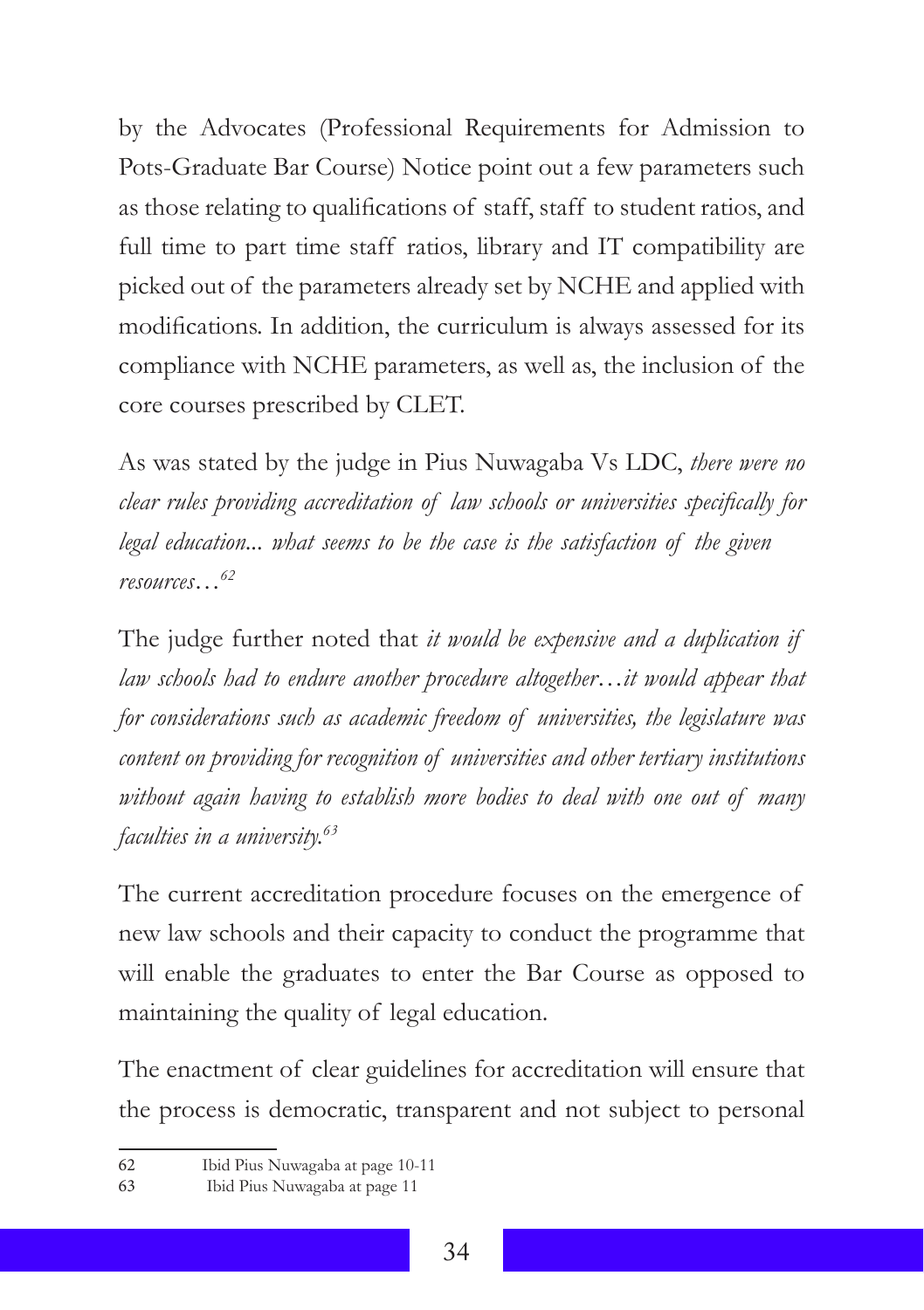by the Advocates (Professional Requirements for Admission to Pots-Graduate Bar Course) Notice point out a few parameters such as those relating to qualifications of staff, staff to student ratios, and full time to part time staff ratios, library and IT compatibility are picked out of the parameters already set by NCHE and applied with modifications. In addition, the curriculum is always assessed for its compliance with NCHE parameters, as well as, the inclusion of the core courses prescribed by CLET.

As was stated by the judge in Pius Nuwagaba Vs LDC, *there were no clear rules providing accreditation of law schools or universities specifically for legal education... what seems to be the case is the satisfaction of the given resources…*[62]

The judge further noted that *it would be expensive and a duplication if law schools had to endure another procedure altogether…it would appear that for considerations such as academic freedom of universities, the legislature was content on providing for recognition of universities and other tertiary institutions without again having to establish more bodies to deal with one out of many faculties in a university.*[63]

The current accreditation procedure focuses on the emergence of new law schools and their capacity to conduct the programme that will enable the graduates to enter the Bar Course as opposed to maintaining the quality of legal education.

The enactment of clear guidelines for accreditation will ensure that the process is democratic, transparent and not subject to personal

---

62 Ibid Pius Nuwagaba at page 10-11

63 Ibid Pius Nuwagaba at page 11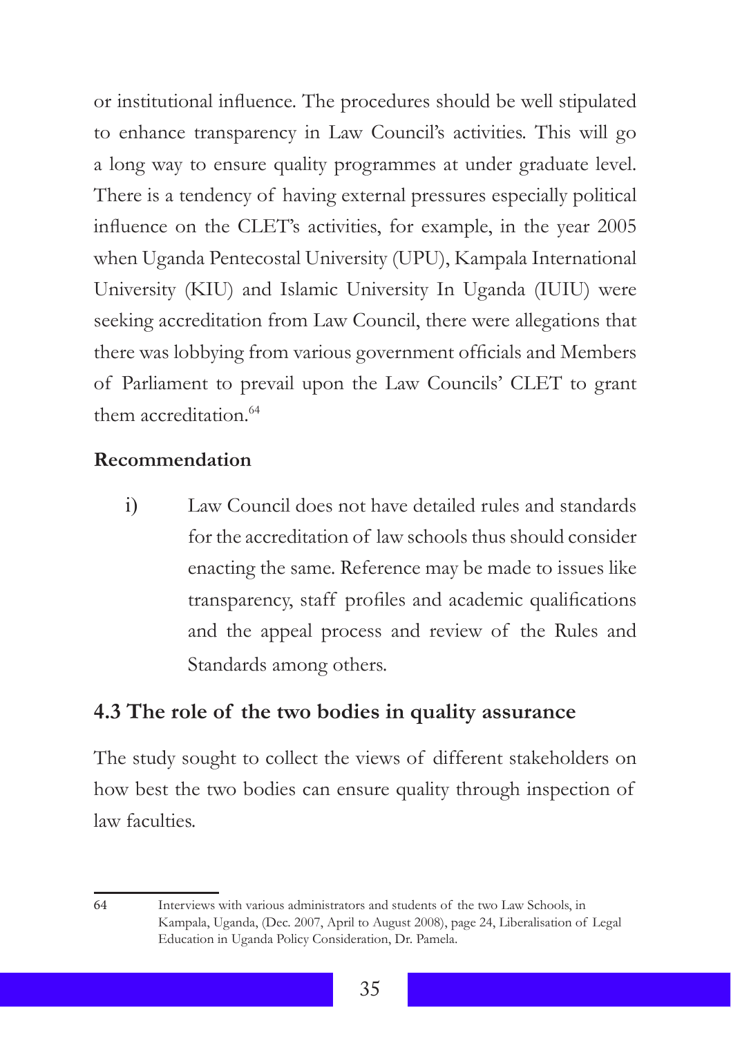or institutional influence. The procedures should be well stipulated to enhance transparency in Law Council's activities. This will go a long way to ensure quality programmes at under graduate level. There is a tendency of having external pressures especially political influence on the CLET's activities, for example, in the year 2005 when Uganda Pentecostal University (UPU), Kampala International University (KIU) and Islamic University In Uganda (IUIU) were seeking accreditation from Law Council, there were allegations that there was lobbying from various government officials and Members of Parliament to prevail upon the Law Councils' CLET to grant them accreditation.[64]

**Recommendation**

i) Law Council does not have detailed rules and standards for the accreditation of law schools thus should consider enacting the same. Reference may be made to issues like transparency, staff profiles and academic qualifications and the appeal process and review of the Rules and Standards among others.

## 4.3 The role of the two bodies in quality assurance

The study sought to collect the views of different stakeholders on how best the two bodies can ensure quality through inspection of law faculties.

---

64 Interviews with various administrators and students of the two Law Schools, in Kampala, Uganda, (Dec. 2007, April to August 2008), page 24, Liberalisation of Legal Education in Uganda Policy Consideration, Dr. Pamela.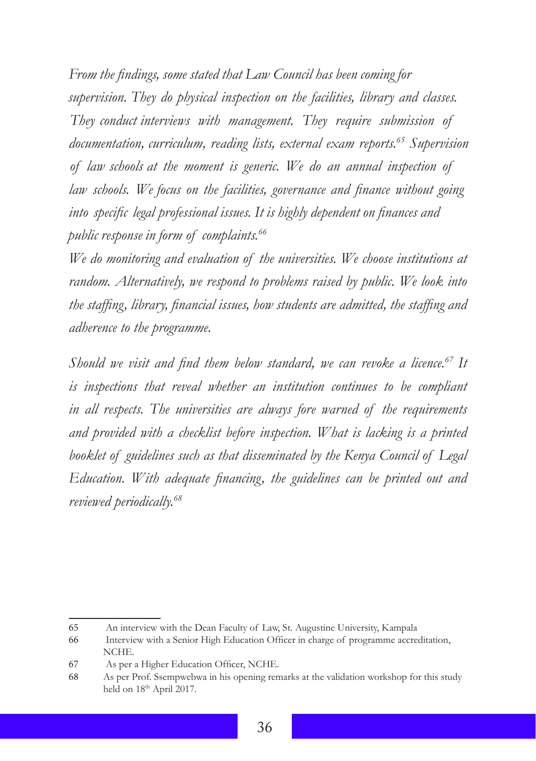*From the findings, some stated that Law Council has been coming for supervision. They do physical inspection on the facilities, library and classes. They conduct interviews with management. They require submission of documentation, curriculum, reading lists, external exam reports.[65] Supervision of law schools at the moment is generic. We do an annual inspection of law schools. We focus on the facilities, governance and finance without going into specific legal professional issues. It is highly dependent on finances and public response in form of complaints.[66]*

*We do monitoring and evaluation of the universities. We choose institutions at random. Alternatively, we respond to problems raised by public. We look into the staffing, library, financial issues, how students are admitted, the staffing and adherence to the programme.*

*Should we visit and find them below standard, we can revoke a licence.[67] It is inspections that reveal whether an institution continues to be compliant in all respects. The universities are always fore warned of the requirements and provided with a checklist before inspection. What is lacking is a printed booklet of guidelines such as that disseminated by the Kenya Council of Legal Education. With adequate financing, the guidelines can be printed out and reviewed periodically.[68]*

---

65 An interview with the Dean Faculty of Law, St. Augustine University, Kampala

66 Interview with a Senior High Education Officer in charge of programme accreditation, NCHE.

67 As per a Higher Education Officer, NCHE.

68 As per Prof. Ssempwebwa in his opening remarks at the validation workshop for this study held on 18th April 2017.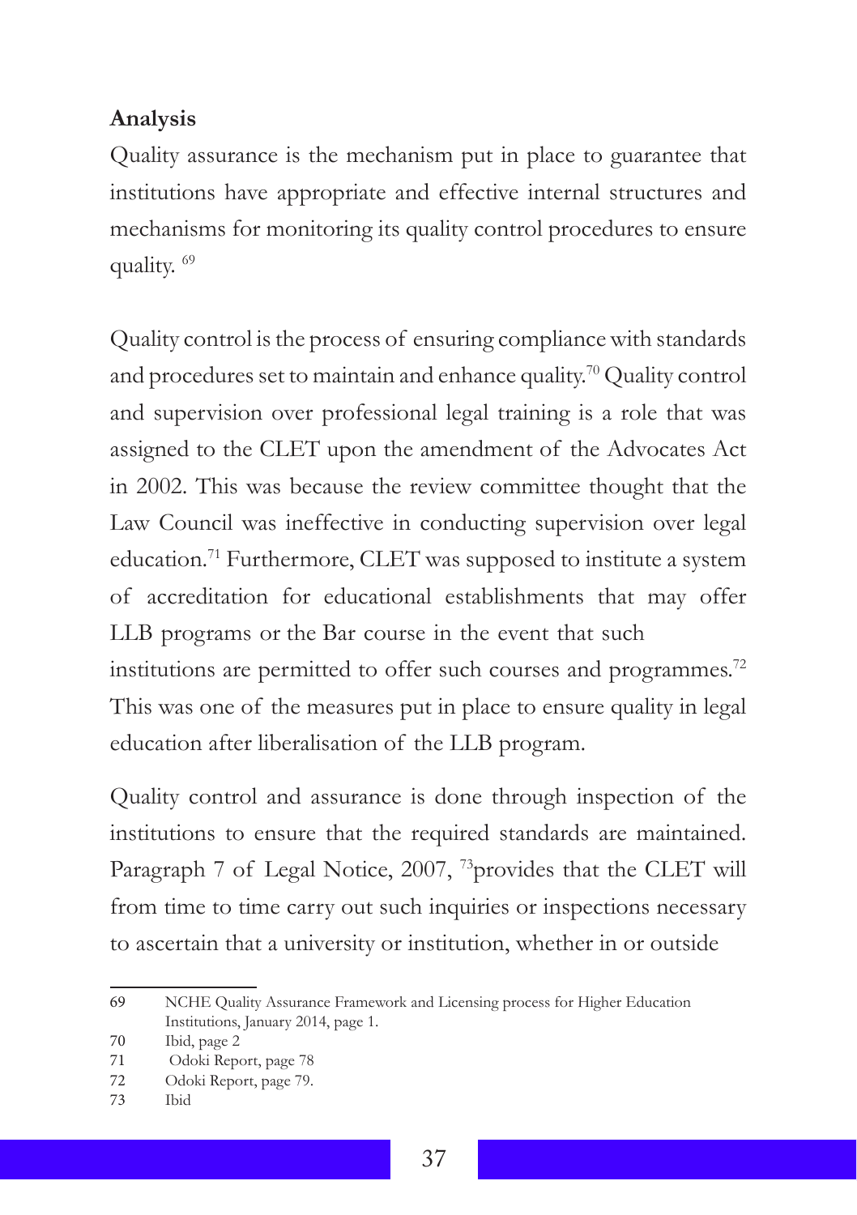**Analysis**

Quality assurance is the mechanism put in place to guarantee that institutions have appropriate and effective internal structures and mechanisms for monitoring its quality control procedures to ensure quality. [69]

Quality control is the process of ensuring compliance with standards and procedures set to maintain and enhance quality.[70] Quality control and supervision over professional legal training is a role that was assigned to the CLET upon the amendment of the Advocates Act in 2002. This was because the review committee thought that the Law Council was ineffective in conducting supervision over legal education.[71] Furthermore, CLET was supposed to institute a system of accreditation for educational establishments that may offer LLB programs or the Bar course in the event that such institutions are permitted to offer such courses and programmes.[72] This was one of the measures put in place to ensure quality in legal education after liberalisation of the LLB program.

Quality control and assurance is done through inspection of the institutions to ensure that the required standards are maintained. Paragraph 7 of Legal Notice, 2007, [73]provides that the CLET will from time to time carry out such inquiries or inspections necessary to ascertain that a university or institution, whether in or outside

---

69 NCHE Quality Assurance Framework and Licensing process for Higher Education Institutions, January 2014, page 1.

70 Ibid, page 2

71 Odoki Report, page 78

72 Odoki Report, page 79.

73 Ibid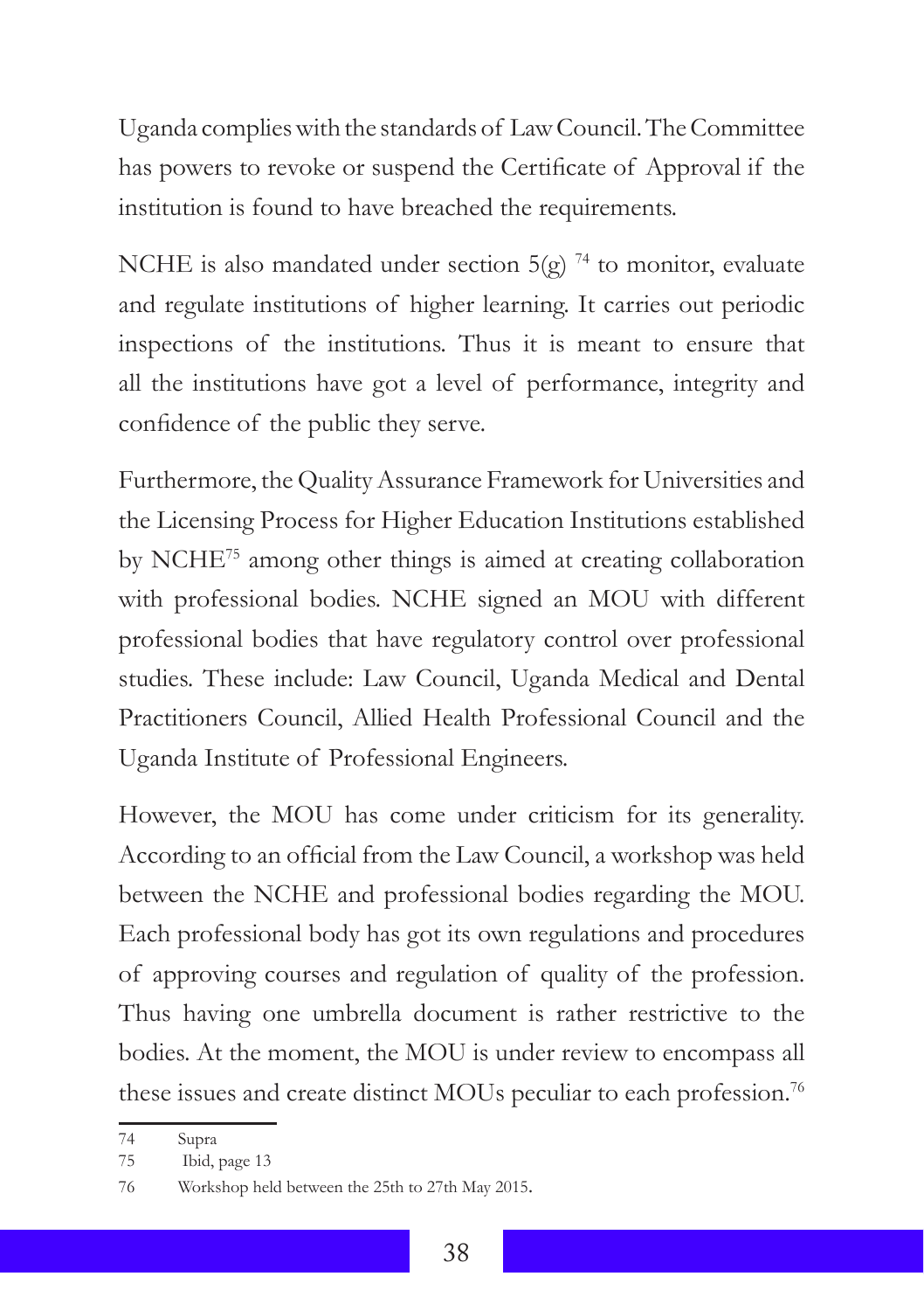Uganda complies with the standards of Law Council. The Committee has powers to revoke or suspend the Certificate of Approval if the institution is found to have breached the requirements.

NCHE is also mandated under section 5(g) [74] to monitor, evaluate and regulate institutions of higher learning. It carries out periodic inspections of the institutions. Thus it is meant to ensure that all the institutions have got a level of performance, integrity and confidence of the public they serve.

Furthermore, the Quality Assurance Framework for Universities and the Licensing Process for Higher Education Institutions established by NCHE[75] among other things is aimed at creating collaboration with professional bodies. NCHE signed an MOU with different professional bodies that have regulatory control over professional studies. These include: Law Council, Uganda Medical and Dental Practitioners Council, Allied Health Professional Council and the Uganda Institute of Professional Engineers.

However, the MOU has come under criticism for its generality. According to an official from the Law Council, a workshop was held between the NCHE and professional bodies regarding the MOU. Each professional body has got its own regulations and procedures of approving courses and regulation of quality of the profession. Thus having one umbrella document is rather restrictive to the bodies. At the moment, the MOU is under review to encompass all these issues and create distinct MOUs peculiar to each profession.[76]

---

74 Supra

75 Ibid, page 13

76 Workshop held between the 25th to 27th May 2015.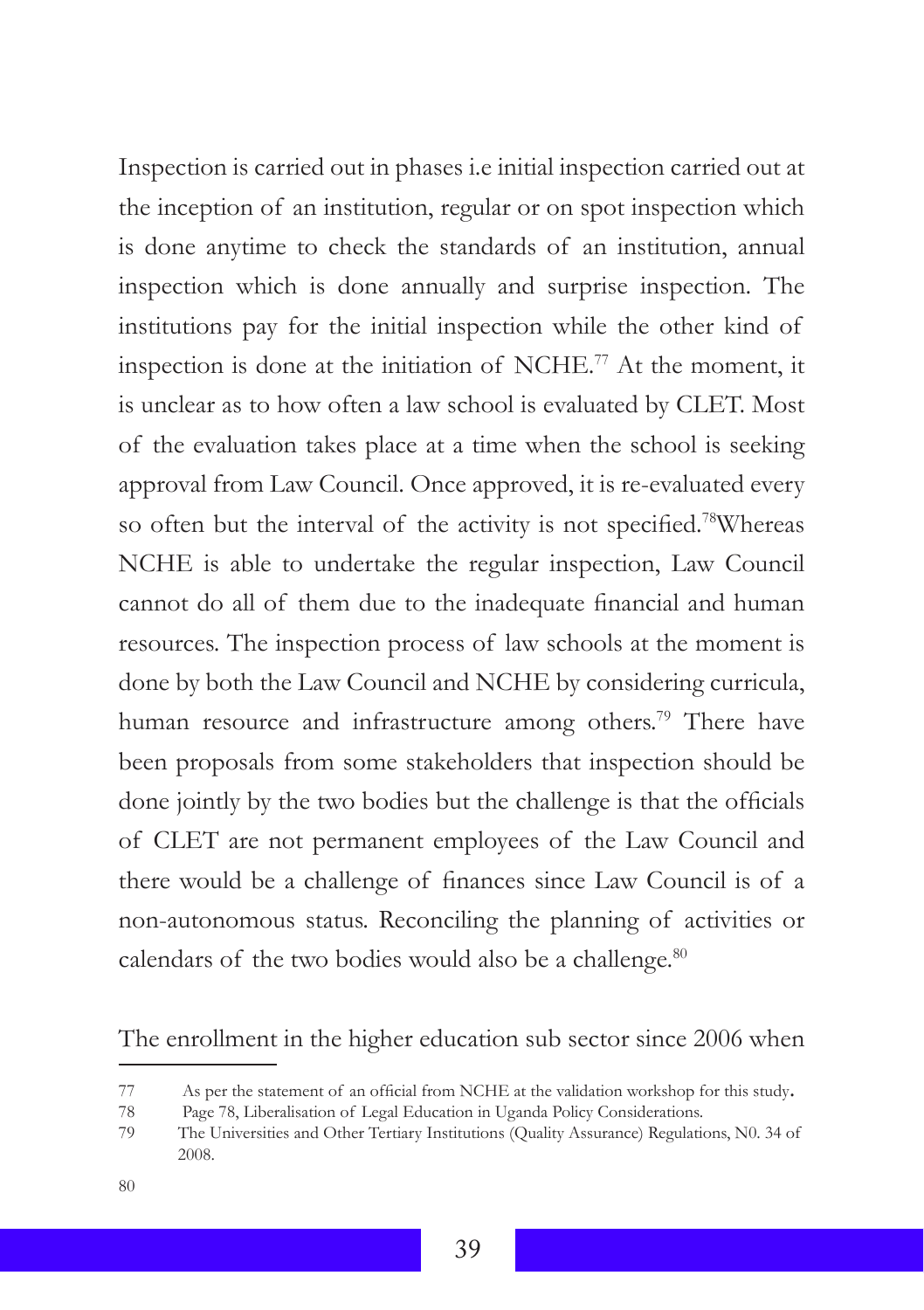Inspection is carried out in phases i.e initial inspection carried out at the inception of an institution, regular or on spot inspection which is done anytime to check the standards of an institution, annual inspection which is done annually and surprise inspection. The institutions pay for the initial inspection while the other kind of inspection is done at the initiation of NCHE.[77] At the moment, it is unclear as to how often a law school is evaluated by CLET. Most of the evaluation takes place at a time when the school is seeking approval from Law Council. Once approved, it is re-evaluated every so often but the interval of the activity is not specified.[78]Whereas NCHE is able to undertake the regular inspection, Law Council cannot do all of them due to the inadequate financial and human resources. The inspection process of law schools at the moment is done by both the Law Council and NCHE by considering curricula, human resource and infrastructure among others.[79] There have been proposals from some stakeholders that inspection should be done jointly by the two bodies but the challenge is that the officials of CLET are not permanent employees of the Law Council and there would be a challenge of finances since Law Council is of a non-autonomous status. Reconciling the planning of activities or calendars of the two bodies would also be a challenge.[80]

The enrollment in the higher education sub sector since 2006 when

---

77 As per the statement of an official from NCHE at the validation workshop for this study.

78 Page 78, Liberalisation of Legal Education in Uganda Policy Considerations.

79 The Universities and Other Tertiary Institutions (Quality Assurance) Regulations, N0. 34 of 2008.

80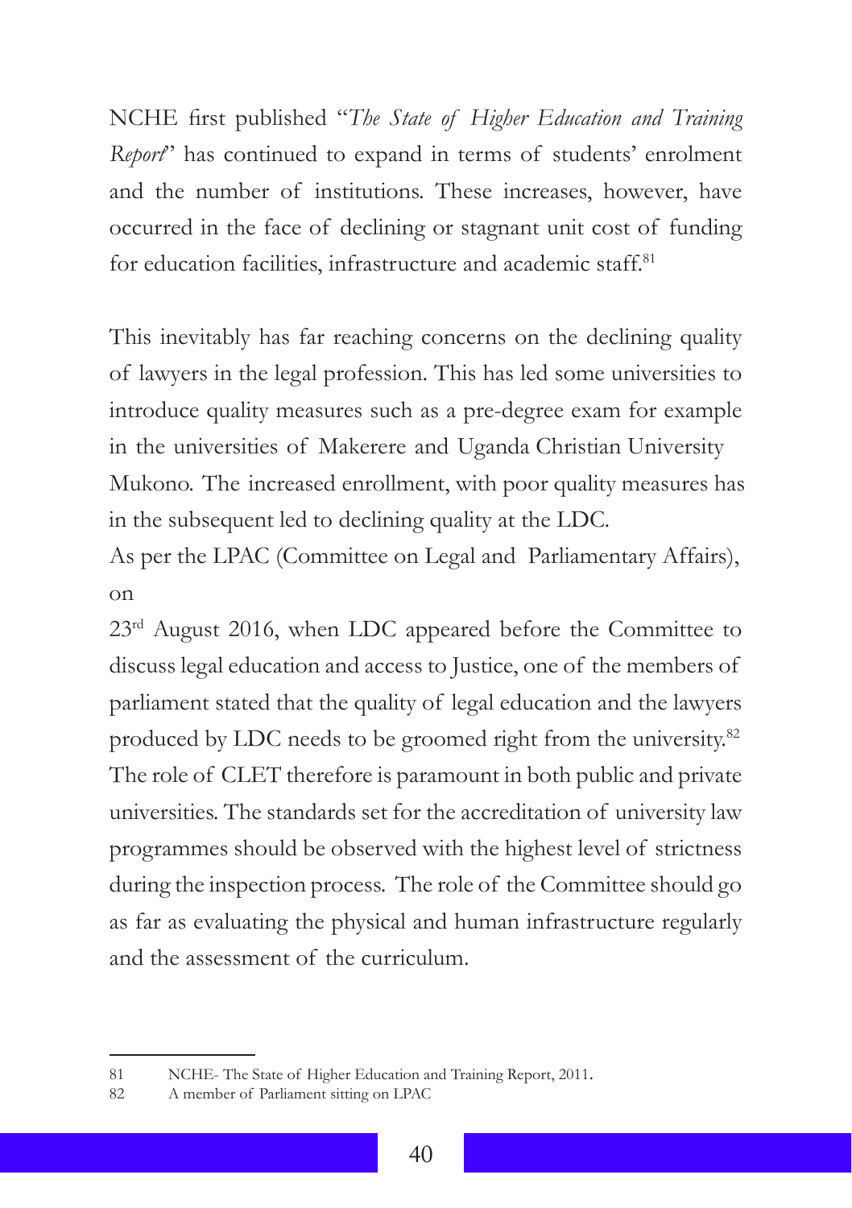NCHE first published "*The State of Higher Education and Training Report*" has continued to expand in terms of students' enrolment and the number of institutions. These increases, however, have occurred in the face of declining or stagnant unit cost of funding for education facilities, infrastructure and academic staff.[81]

This inevitably has far reaching concerns on the declining quality of lawyers in the legal profession. This has led some universities to introduce quality measures such as a pre-degree exam for example in the universities of Makerere and Uganda Christian University Mukono. The increased enrollment, with poor quality measures has in the subsequent led to declining quality at the LDC.

As per the LPAC (Committee on Legal and Parliamentary Affairs), on

23rd August 2016, when LDC appeared before the Committee to discuss legal education and access to Justice, one of the members of parliament stated that the quality of legal education and the lawyers produced by LDC needs to be groomed right from the university.[82] The role of CLET therefore is paramount in both public and private universities. The standards set for the accreditation of university law programmes should be observed with the highest level of strictness during the inspection process. The role of the Committee should go as far as evaluating the physical and human infrastructure regularly and the assessment of the curriculum.

---

81 NCHE- The State of Higher Education and Training Report, 2011.

82 A member of Parliament sitting on LPAC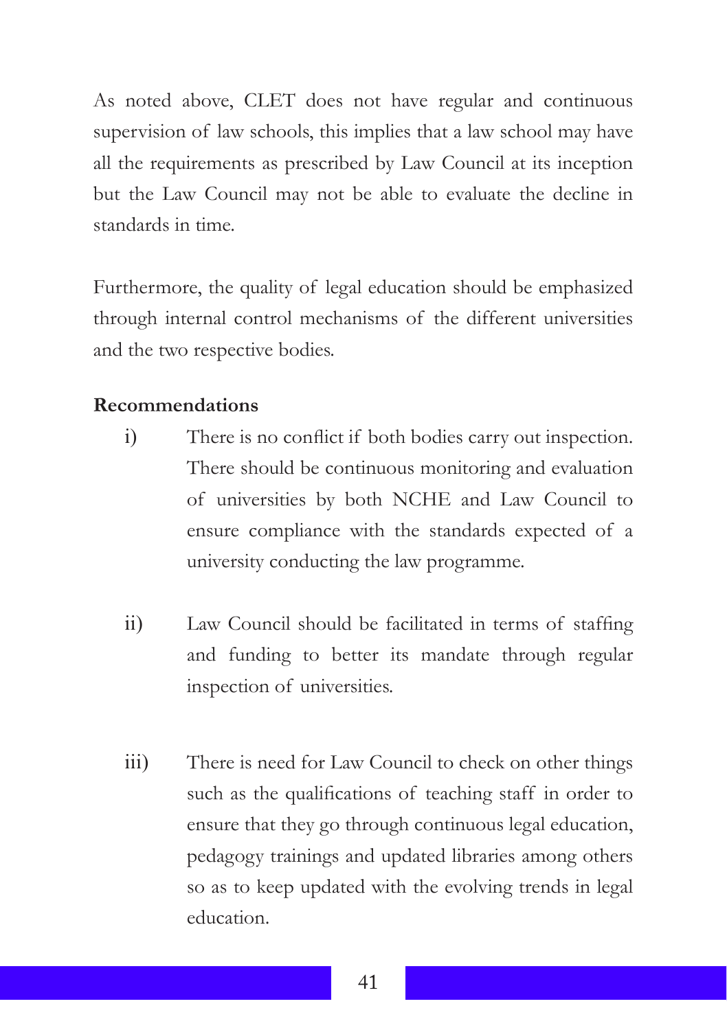As noted above, CLET does not have regular and continuous supervision of law schools, this implies that a law school may have all the requirements as prescribed by Law Council at its inception but the Law Council may not be able to evaluate the decline in standards in time.

Furthermore, the quality of legal education should be emphasized through internal control mechanisms of the different universities and the two respective bodies.

**Recommendations**

i) There is no conflict if both bodies carry out inspection. There should be continuous monitoring and evaluation of universities by both NCHE and Law Council to ensure compliance with the standards expected of a university conducting the law programme.

ii) Law Council should be facilitated in terms of staffing and funding to better its mandate through regular inspection of universities.

iii) There is need for Law Council to check on other things such as the qualifications of teaching staff in order to ensure that they go through continuous legal education, pedagogy trainings and updated libraries among others so as to keep updated with the evolving trends in legal education.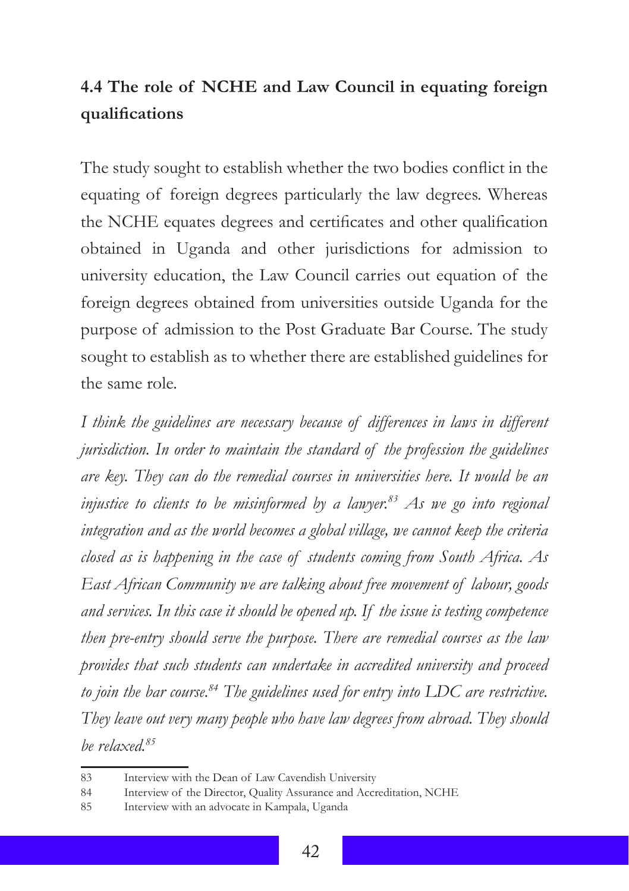## 4.4 The role of NCHE and Law Council in equating foreign qualifications

The study sought to establish whether the two bodies conflict in the equating of foreign degrees particularly the law degrees. Whereas the NCHE equates degrees and certificates and other qualification obtained in Uganda and other jurisdictions for admission to university education, the Law Council carries out equation of the foreign degrees obtained from universities outside Uganda for the purpose of admission to the Post Graduate Bar Course. The study sought to establish as to whether there are established guidelines for the same role.

*I think the guidelines are necessary because of differences in laws in different jurisdiction. In order to maintain the standard of the profession the guidelines are key. They can do the remedial courses in universities here. It would be an injustice to clients to be misinformed by a lawyer.*[83] *As we go into regional integration and as the world becomes a global village, we cannot keep the criteria closed as is happening in the case of students coming from South Africa. As East African Community we are talking about free movement of labour, goods and services. In this case it should be opened up. If the issue is testing competence then pre-entry should serve the purpose. There are remedial courses as the law provides that such students can undertake in accredited university and proceed to join the bar course.*[84] *The guidelines used for entry into LDC are restrictive. They leave out very many people who have law degrees from abroad. They should be relaxed.*[85]

---

83 Interview with the Dean of Law Cavendish University

84 Interview of the Director, Quality Assurance and Accreditation, NCHE

85 Interview with an advocate in Kampala, Uganda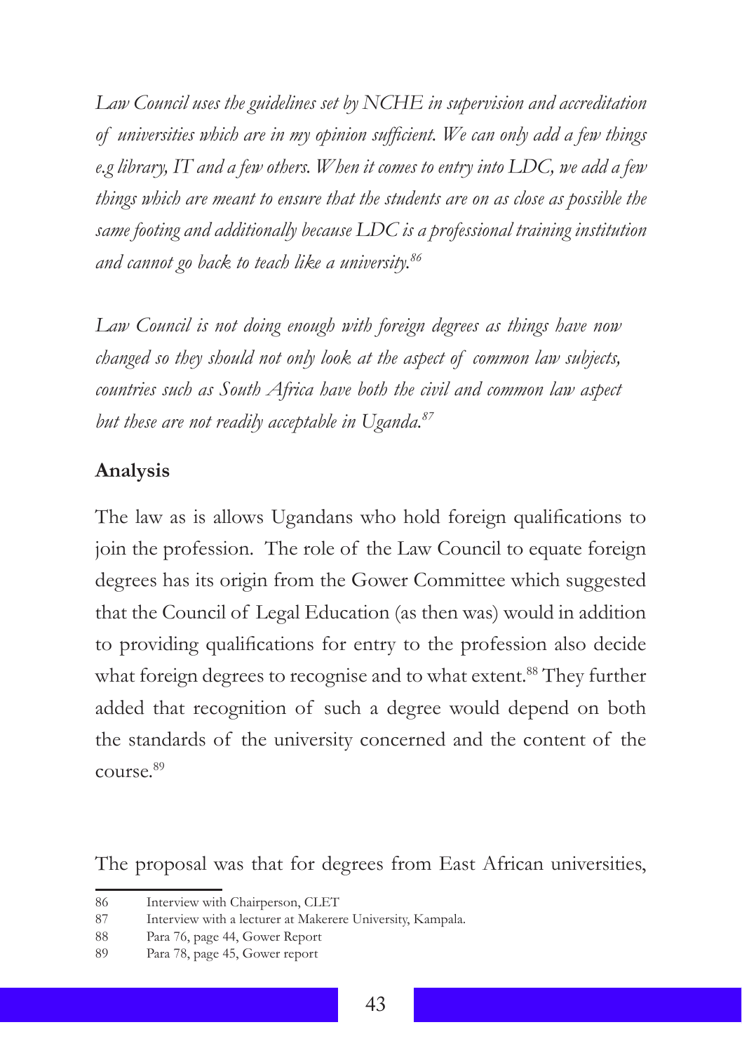*Law Council uses the guidelines set by NCHE in supervision and accreditation of universities which are in my opinion sufficient. We can only add a few things e.g library, IT and a few others. When it comes to entry into LDC, we add a few things which are meant to ensure that the students are on as close as possible the same footing and additionally because LDC is a professional training institution and cannot go back to teach like a university.*[86]

*Law Council is not doing enough with foreign degrees as things have now changed so they should not only look at the aspect of common law subjects, countries such as South Africa have both the civil and common law aspect but these are not readily acceptable in Uganda.*[87]

**Analysis**

The law as is allows Ugandans who hold foreign qualifications to join the profession. The role of the Law Council to equate foreign degrees has its origin from the Gower Committee which suggested that the Council of Legal Education (as then was) would in addition to providing qualifications for entry to the profession also decide what foreign degrees to recognise and to what extent.[88] They further added that recognition of such a degree would depend on both the standards of the university concerned and the content of the course.[89]

The proposal was that for degrees from East African universities,

---

86 Interview with Chairperson, CLET

87 Interview with a lecturer at Makerere University, Kampala.

88 Para 76, page 44, Gower Report

89 Para 78, page 45, Gower report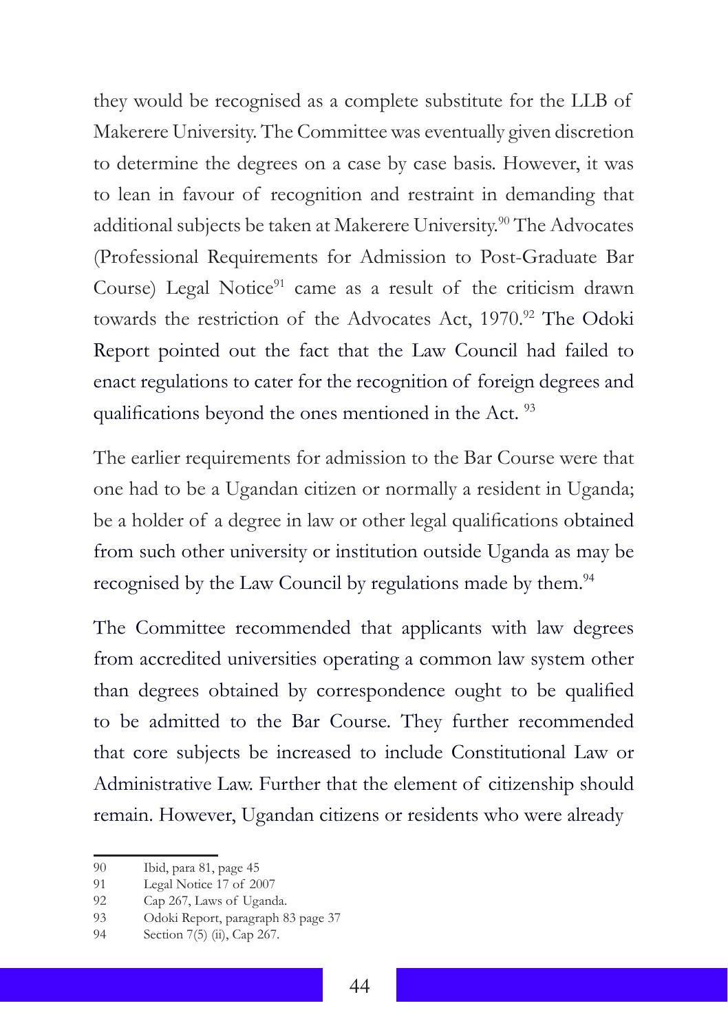they would be recognised as a complete substitute for the LLB of Makerere University. The Committee was eventually given discretion to determine the degrees on a case by case basis. However, it was to lean in favour of recognition and restraint in demanding that additional subjects be taken at Makerere University.[90] The Advocates (Professional Requirements for Admission to Post-Graduate Bar Course) Legal Notice[91] came as a result of the criticism drawn towards the restriction of the Advocates Act, 1970.[92] The Odoki Report pointed out the fact that the Law Council had failed to enact regulations to cater for the recognition of foreign degrees and qualifications beyond the ones mentioned in the Act. [93]

The earlier requirements for admission to the Bar Course were that one had to be a Ugandan citizen or normally a resident in Uganda; be a holder of a degree in law or other legal qualifications obtained from such other university or institution outside Uganda as may be recognised by the Law Council by regulations made by them.[94]

The Committee recommended that applicants with law degrees from accredited universities operating a common law system other than degrees obtained by correspondence ought to be qualified to be admitted to the Bar Course. They further recommended that core subjects be increased to include Constitutional Law or Administrative Law. Further that the element of citizenship should remain. However, Ugandan citizens or residents who were already

---

90 Ibid, para 81, page 45

91 Legal Notice 17 of 2007

92 Cap 267, Laws of Uganda.

93 Odoki Report, paragraph 83 page 37

94 Section 7(5) (ii), Cap 267.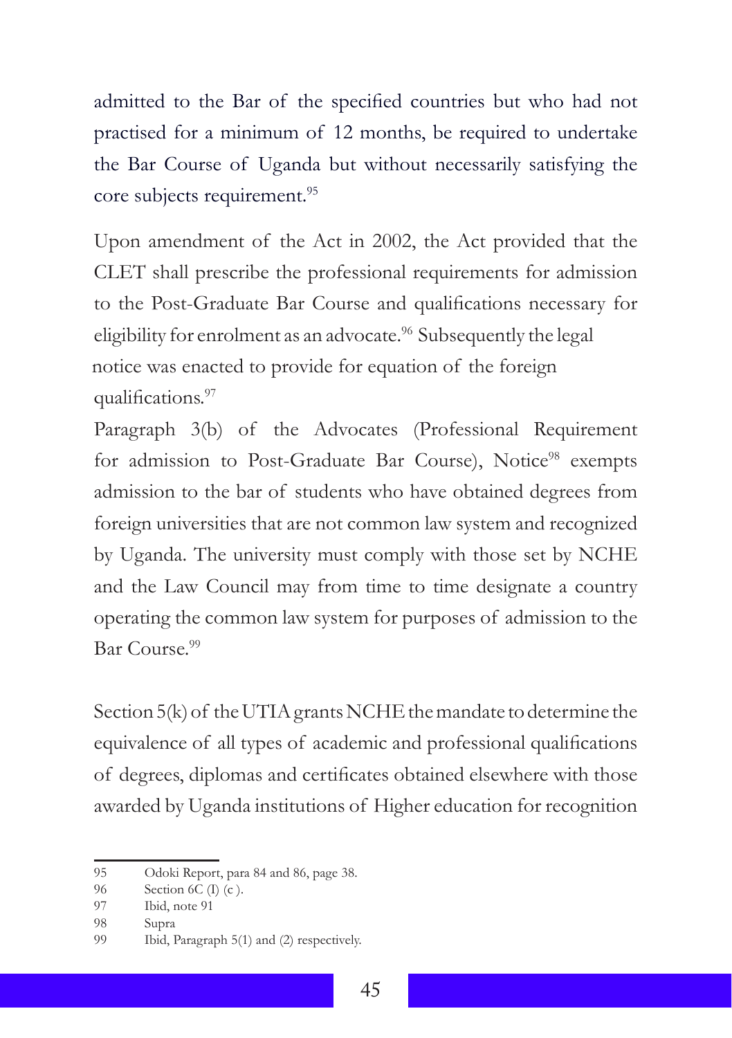admitted to the Bar of the specified countries but who had not practised for a minimum of 12 months, be required to undertake the Bar Course of Uganda but without necessarily satisfying the core subjects requirement.[95]

Upon amendment of the Act in 2002, the Act provided that the CLET shall prescribe the professional requirements for admission to the Post-Graduate Bar Course and qualifications necessary for eligibility for enrolment as an advocate.[96] Subsequently the legal notice was enacted to provide for equation of the foreign qualifications.[97]

Paragraph 3(b) of the Advocates (Professional Requirement for admission to Post-Graduate Bar Course), Notice[98] exempts admission to the bar of students who have obtained degrees from foreign universities that are not common law system and recognized by Uganda. The university must comply with those set by NCHE and the Law Council may from time to time designate a country operating the common law system for purposes of admission to the Bar Course.[99]

Section 5(k) of the UTIA grants NCHE the mandate to determine the equivalence of all types of academic and professional qualifications of degrees, diplomas and certificates obtained elsewhere with those awarded by Uganda institutions of Higher education for recognition

---

95 Odoki Report, para 84 and 86, page 38.

96 Section 6C (I) (c ).

97 Ibid, note 91

98 Supra

99 Ibid, Paragraph 5(1) and (2) respectively.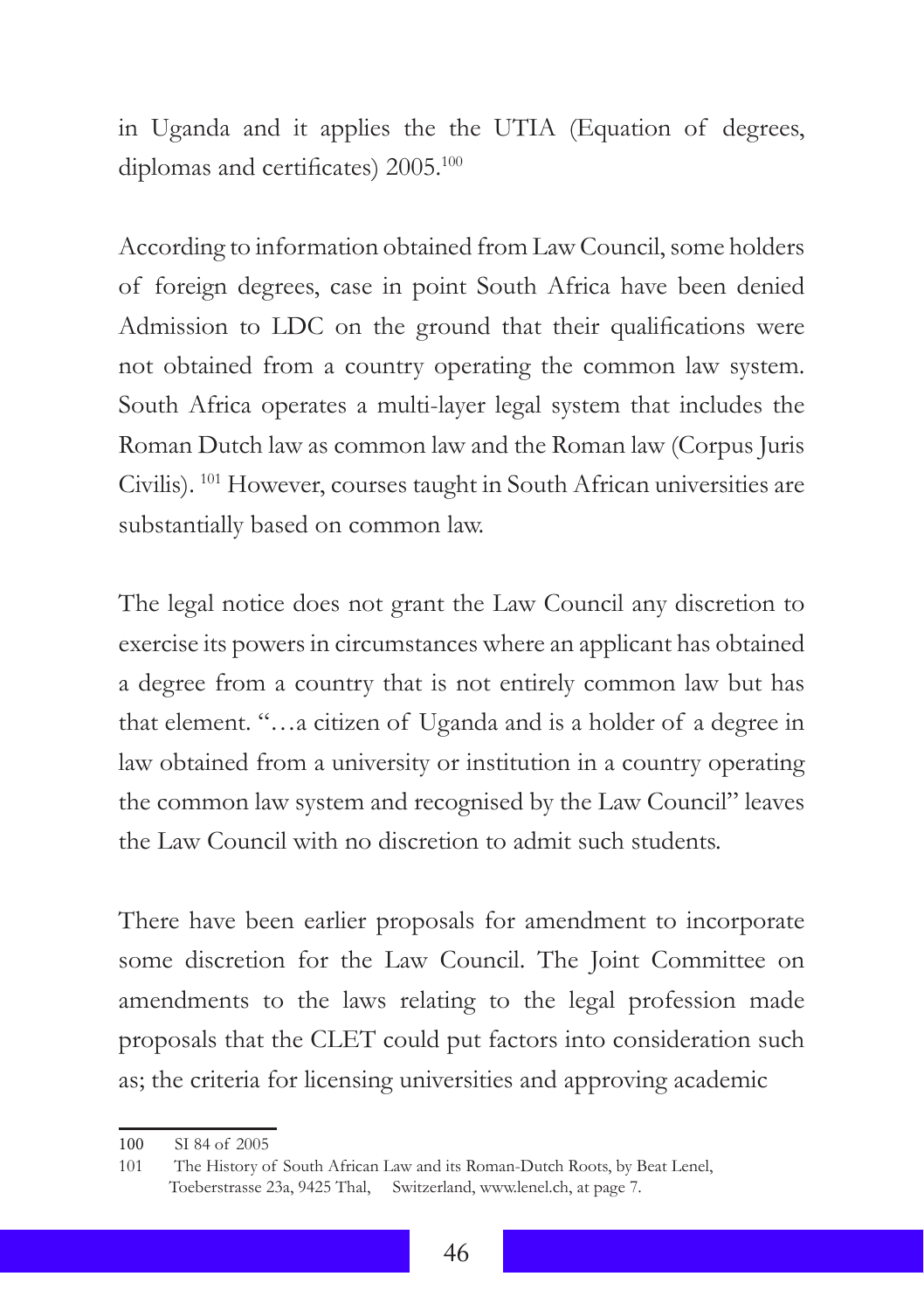in Uganda and it applies the the UTIA (Equation of degrees, diplomas and certificates) 2005.[100]

According to information obtained from Law Council, some holders of foreign degrees, case in point South Africa have been denied Admission to LDC on the ground that their qualifications were not obtained from a country operating the common law system. South Africa operates a multi-layer legal system that includes the Roman Dutch law as common law and the Roman law (Corpus Juris Civilis). [101] However, courses taught in South African universities are substantially based on common law.

The legal notice does not grant the Law Council any discretion to exercise its powers in circumstances where an applicant has obtained a degree from a country that is not entirely common law but has that element. "…a citizen of Uganda and is a holder of a degree in law obtained from a university or institution in a country operating the common law system and recognised by the Law Council" leaves the Law Council with no discretion to admit such students.

There have been earlier proposals for amendment to incorporate some discretion for the Law Council. The Joint Committee on amendments to the laws relating to the legal profession made proposals that the CLET could put factors into consideration such as; the criteria for licensing universities and approving academic

---

100 SI 84 of 2005

101 The History of South African Law and its Roman-Dutch Roots, by Beat Lenel, Toeberstrasse 23a, 9425 Thal, Switzerland, www.lenel.ch, at page 7.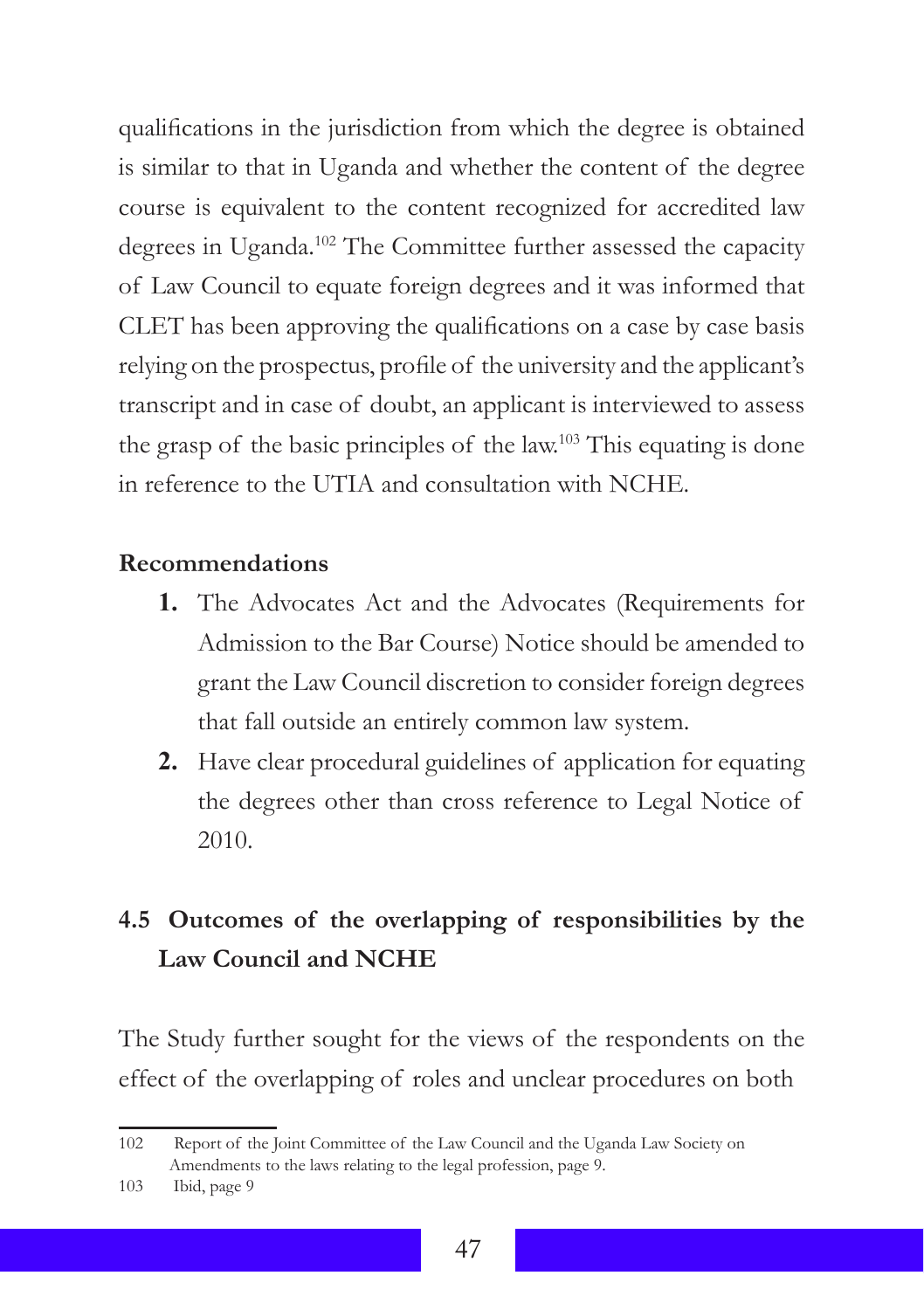qualifications in the jurisdiction from which the degree is obtained is similar to that in Uganda and whether the content of the degree course is equivalent to the content recognized for accredited law degrees in Uganda.[102] The Committee further assessed the capacity of Law Council to equate foreign degrees and it was informed that CLET has been approving the qualifications on a case by case basis relying on the prospectus, profile of the university and the applicant's transcript and in case of doubt, an applicant is interviewed to assess the grasp of the basic principles of the law.[103] This equating is done in reference to the UTIA and consultation with NCHE.

**Recommendations**

1. The Advocates Act and the Advocates (Requirements for Admission to the Bar Course) Notice should be amended to grant the Law Council discretion to consider foreign degrees that fall outside an entirely common law system.
2. Have clear procedural guidelines of application for equating the degrees other than cross reference to Legal Notice of 2010.

## 4.5 Outcomes of the overlapping of responsibilities by the Law Council and NCHE

The Study further sought for the views of the respondents on the effect of the overlapping of roles and unclear procedures on both

---

102 Report of the Joint Committee of the Law Council and the Uganda Law Society on Amendments to the laws relating to the legal profession, page 9.

103 Ibid, page 9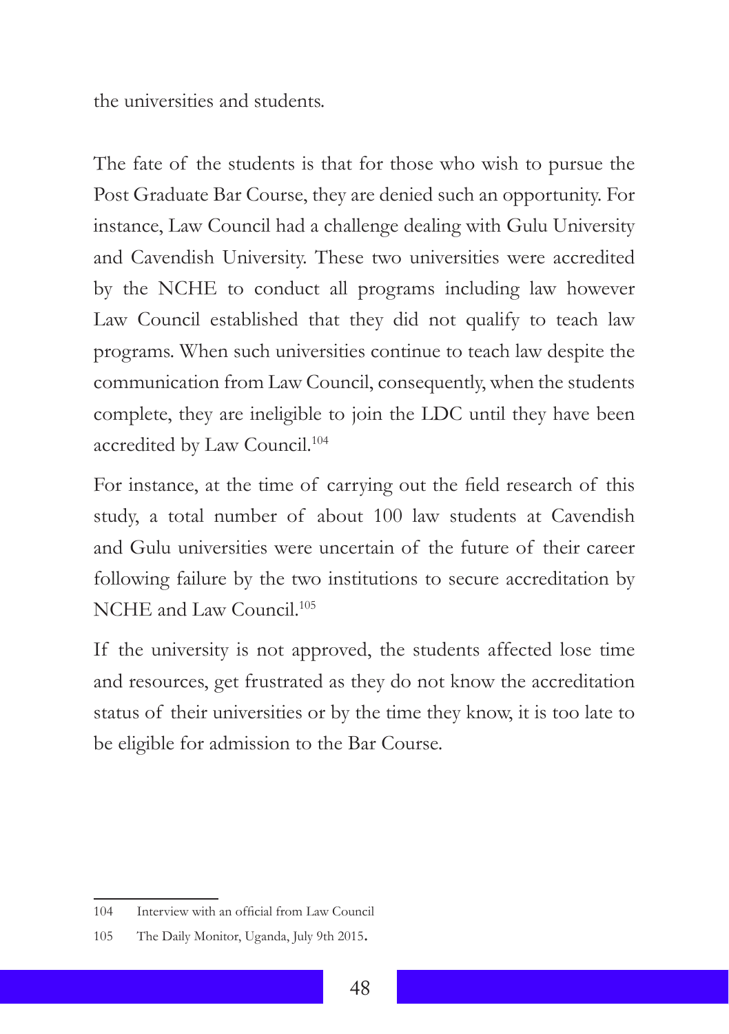the universities and students.

The fate of the students is that for those who wish to pursue the Post Graduate Bar Course, they are denied such an opportunity. For instance, Law Council had a challenge dealing with Gulu University and Cavendish University. These two universities were accredited by the NCHE to conduct all programs including law however Law Council established that they did not qualify to teach law programs. When such universities continue to teach law despite the communication from Law Council, consequently, when the students complete, they are ineligible to join the LDC until they have been accredited by Law Council.[104]

For instance, at the time of carrying out the field research of this study, a total number of about 100 law students at Cavendish and Gulu universities were uncertain of the future of their career following failure by the two institutions to secure accreditation by NCHE and Law Council.[105]

If the university is not approved, the students affected lose time and resources, get frustrated as they do not know the accreditation status of their universities or by the time they know, it is too late to be eligible for admission to the Bar Course.

---

104 Interview with an official from Law Council

105 The Daily Monitor, Uganda, July 9th 2015.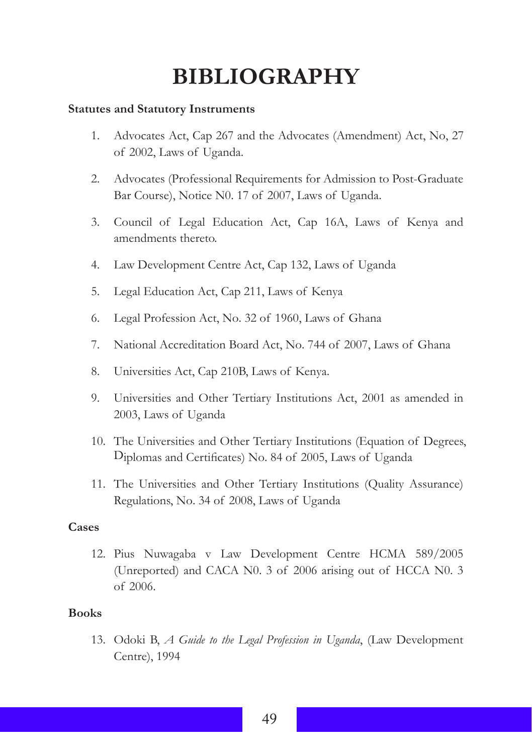# BIBLIOGRAPHY

**Statutes and Statutory Instruments**

1. Advocates Act, Cap 267 and the Advocates (Amendment) Act, No, 27 of 2002, Laws of Uganda.

2. Advocates (Professional Requirements for Admission to Post-Graduate Bar Course), Notice N0. 17 of 2007, Laws of Uganda.

3. Council of Legal Education Act, Cap 16A, Laws of Kenya and amendments thereto.

4. Law Development Centre Act, Cap 132, Laws of Uganda

5. Legal Education Act, Cap 211, Laws of Kenya

6. Legal Profession Act, No. 32 of 1960, Laws of Ghana

7. National Accreditation Board Act, No. 744 of 2007, Laws of Ghana

8. Universities Act, Cap 210B, Laws of Kenya.

9. Universities and Other Tertiary Institutions Act, 2001 as amended in 2003, Laws of Uganda

10. The Universities and Other Tertiary Institutions (Equation of Degrees, Diplomas and Certificates) No. 84 of 2005, Laws of Uganda

11. The Universities and Other Tertiary Institutions (Quality Assurance) Regulations, No. 34 of 2008, Laws of Uganda

**Cases**

12. Pius Nuwagaba v Law Development Centre HCMA 589/2005 (Unreported) and CACA N0. 3 of 2006 arising out of HCCA N0. 3 of 2006.

**Books**

13. Odoki B, *A Guide to the Legal Profession in Uganda*, (Law Development Centre), 1994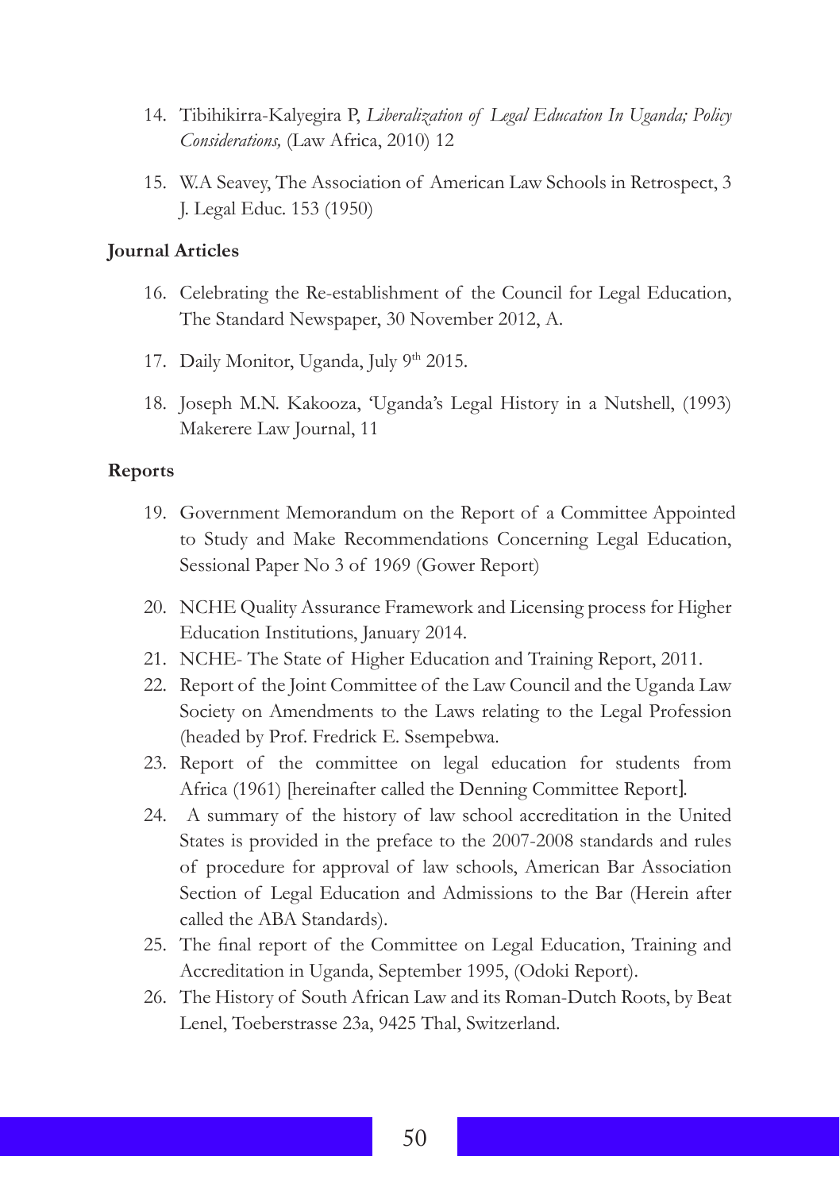14. Tibihikirra-Kalyegira P, *Liberalization of Legal Education In Uganda; Policy Considerations,* (Law Africa, 2010) 12

15. W.A Seavey, The Association of American Law Schools in Retrospect, 3 J. Legal Educ. 153 (1950)

**Journal Articles**

16. Celebrating the Re-establishment of the Council for Legal Education, The Standard Newspaper, 30 November 2012, A.

17. Daily Monitor, Uganda, July 9th 2015.

18. Joseph M.N. Kakooza, 'Uganda's Legal History in a Nutshell, (1993) Makerere Law Journal, 11

**Reports**

19. Government Memorandum on the Report of a Committee Appointed to Study and Make Recommendations Concerning Legal Education, Sessional Paper No 3 of 1969 (Gower Report)

20. NCHE Quality Assurance Framework and Licensing process for Higher Education Institutions, January 2014.
21. NCHE- The State of Higher Education and Training Report, 2011.
22. Report of the Joint Committee of the Law Council and the Uganda Law Society on Amendments to the Laws relating to the Legal Profession (headed by Prof. Fredrick E. Ssempebwa.
23. Report of the committee on legal education for students from Africa (1961) [hereinafter called the Denning Committee Report].
24. A summary of the history of law school accreditation in the United States is provided in the preface to the 2007-2008 standards and rules of procedure for approval of law schools, American Bar Association Section of Legal Education and Admissions to the Bar (Herein after called the ABA Standards).
25. The final report of the Committee on Legal Education, Training and Accreditation in Uganda, September 1995, (Odoki Report).
26. The History of South African Law and its Roman-Dutch Roots, by Beat Lenel, Toeberstrasse 23a, 9425 Thal, Switzerland.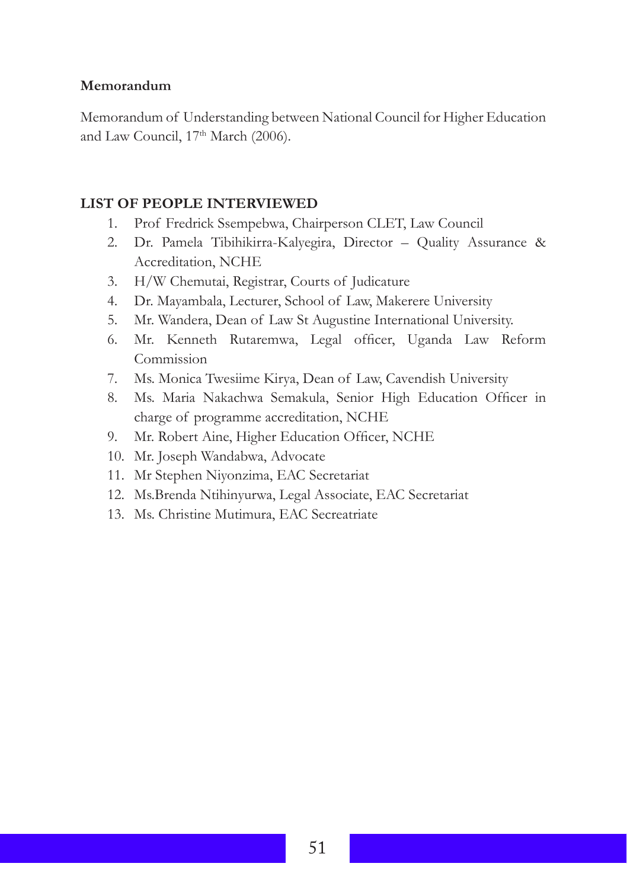**Memorandum**

Memorandum of Understanding between National Council for Higher Education and Law Council, 17th March (2006).

**LIST OF PEOPLE INTERVIEWED**

1. Prof Fredrick Ssempebwa, Chairperson CLET, Law Council
2. Dr. Pamela Tibihikirra-Kalyegira, Director – Quality Assurance & Accreditation, NCHE
3. H/W Chemutai, Registrar, Courts of Judicature
4. Dr. Mayambala, Lecturer, School of Law, Makerere University
5. Mr. Wandera, Dean of Law St Augustine International University.
6. Mr. Kenneth Rutaremwa, Legal officer, Uganda Law Reform Commission
7. Ms. Monica Twesiime Kirya, Dean of Law, Cavendish University
8. Ms. Maria Nakachwa Semakula, Senior High Education Officer in charge of programme accreditation, NCHE
9. Mr. Robert Aine, Higher Education Officer, NCHE
10. Mr. Joseph Wandabwa, Advocate
11. Mr Stephen Niyonzima, EAC Secretariat
12. Ms.Brenda Ntihinyurwa, Legal Associate, EAC Secretariat
13. Ms. Christine Mutimura, EAC Secreatriate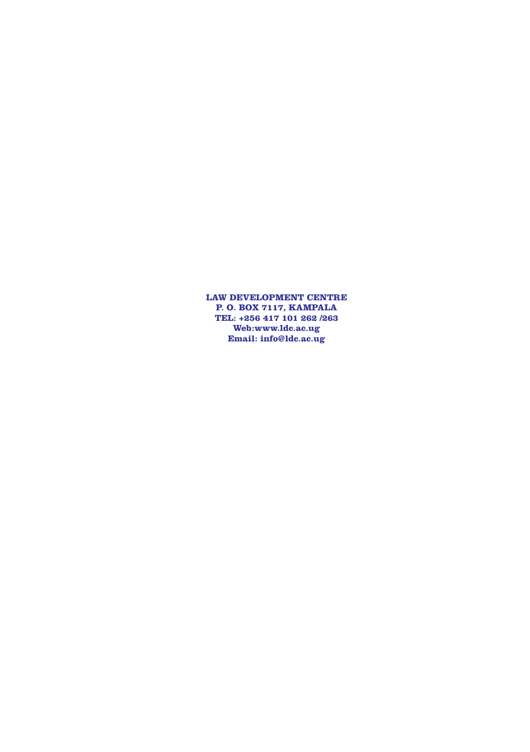**LAW DEVELOPMENT CENTRE**
**P. O. BOX 7117, KAMPALA**
**TEL: +256 417 101 262 /263**
**Web:www.ldc.ac.ug**
**Email: info@ldc.ac.ug**